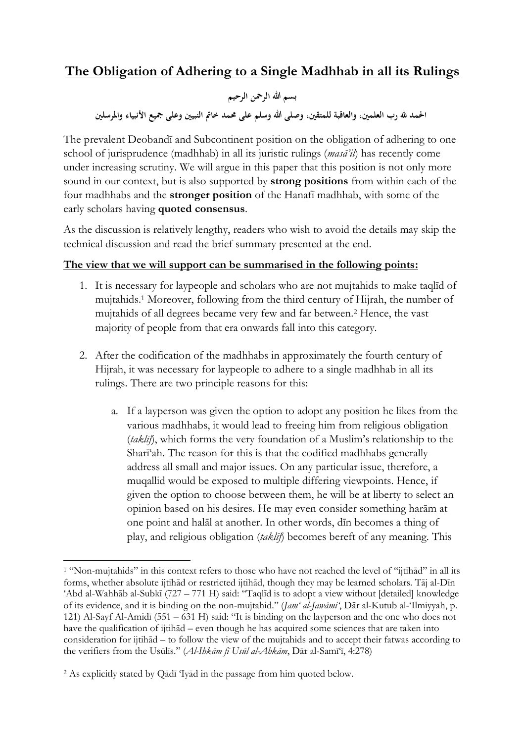# The Obligation of Adhering to a Single Madhhab in all its Rulings

بسم الله الرحمن الرحيم

الحمد لله رب العلمين، والعاقبة للمتقين، وصلى الله وسلم على محمد خاتم النبيين وعلى جميع الأنبياء والمرسلين

The prevalent Deobandī and Subcontinent position on the obligation of adhering to one school of jurisprudence (madhhab) in all its juristic rulings (*masā'il*) has recently come under increasing scrutiny. We will argue in this paper that this position is not only more sound in our context, but is also supported by **strong positions** from within each of the four madhhabs and the **stronger position** of the Hanafī madhhab, with some of the early scholars having **quoted consensus**.

As the discussion is relatively lengthy, readers who wish to avoid the details may skip the technical discussion and read the brief summary presented at the end.

**The view that we will support can be summarised in the following points:**

1. It is necessary for laypeople and scholars who are not mujtahids to make taqlīd of mujtahids.[1] Moreover, following from the third century of Hijrah, the number of mujtahids of all degrees became very few and far between.[2] Hence, the vast majority of people from that era onwards fall into this category.

2. After the codification of the madhhabs in approximately the fourth century of Hijrah, it was necessary for laypeople to adhere to a single madhhab in all its rulings. There are two principle reasons for this:

    a. If a layperson was given the option to adopt any position he likes from the various madhhabs, it would lead to freeing him from religious obligation (*taklīf*), which forms the very foundation of a Muslim's relationship to the Sharī'ah. The reason for this is that the codified madhhabs generally address all small and major issues. On any particular issue, therefore, a muqallid would be exposed to multiple differing viewpoints. Hence, if given the option to choose between them, he will be at liberty to select an opinion based on his desires. He may even consider something harām at one point and halāl at another. In other words, dīn becomes a thing of play, and religious obligation (*taklīf*) becomes bereft of any meaning. This

---

[1] "Non-mujtahids" in this context refers to those who have not reached the level of "ijtihād" in all its forms, whether absolute ijtihād or restricted ijtihād, though they may be learned scholars. Tāj al-Dīn 'Abd al-Wahhāb al-Subkī (727 – 771 H) said: "Taqlīd is to adopt a view without [detailed] knowledge of its evidence, and it is binding on the non-mujtahid." (*Jam' al-Jawāmi'*, Dār al-Kutub al-'Ilmiyyah, p. 121) Al-Sayf Al-Āmidī (551 – 631 H) said: "It is binding on the layperson and the one who does not have the qualification of ijtihād – even though he has acquired some sciences that are taken into consideration for ijtihād – to follow the view of the mujtahids and to accept their fatwas according to the verifiers from the Usūlīs." (*Al-Ihkām fī Usūl al-Ahkām*, Dār al-Samī'ī, 4:278)

[2] As explicitly stated by Qādī 'Iyād in the passage from him quoted below.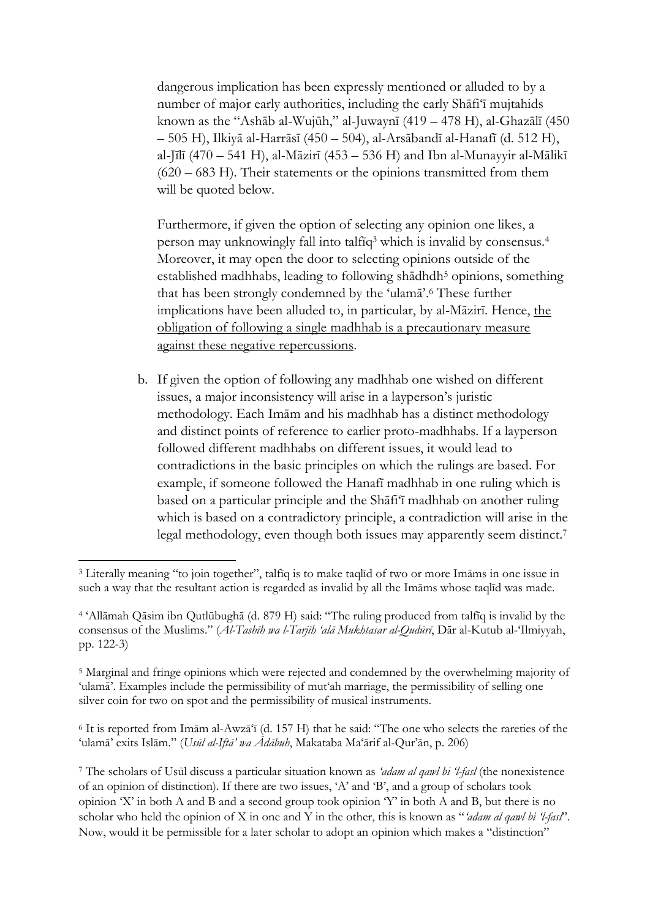dangerous implication has been expressly mentioned or alluded to by a number of major early authorities, including the early Shāfi'ī mujtahids known as the "Ashāb al-Wujūh," al-Juwaynī (419 – 478 H), al-Ghazālī (450 – 505 H), Ilkiyā al-Harrāsī (450 – 504), al-Arsābandī al-Hanafī (d. 512 H), al-Jīlī (470 – 541 H), al-Māzirī (453 – 536 H) and Ibn al-Munayyir al-Mālikī (620 – 683 H). Their statements or the opinions transmitted from them will be quoted below.

Furthermore, if given the option of selecting any opinion one likes, a person may unknowingly fall into talfīq[3] which is invalid by consensus.[4] Moreover, it may open the door to selecting opinions outside of the established madhhabs, leading to following shādhdh[5] opinions, something that has been strongly condemned by the 'ulamā'.[6] These further implications have been alluded to, in particular, by al-Māzirī. Hence, <u>the obligation of following a single madhhab is a precautionary measure against these negative repercussions</u>.

b. If given the option of following any madhhab one wished on different issues, a major inconsistency will arise in a layperson's juristic methodology. Each Imām and his madhhab has a distinct methodology and distinct points of reference to earlier proto-madhhabs. If a layperson followed different madhhabs on different issues, it would lead to contradictions in the basic principles on which the rulings are based. For example, if someone followed the Hanafī madhhab in one ruling which is based on a particular principle and the Shāfi'ī madhhab on another ruling which is based on a contradictory principle, a contradiction will arise in the legal methodology, even though both issues may apparently seem distinct.[7]

---

[3] Literally meaning "to join together", talfīq is to make taqlīd of two or more Imāms in one issue in such a way that the resultant action is regarded as invalid by all the Imāms whose taqlīd was made.

[4] 'Allāmah Qāsim ibn Qutlūbughā (d. 879 H) said: "The ruling produced from talfīq is invalid by the consensus of the Muslims." (*Al-Tashīh wa l-Tarjīh 'alā Mukhtasar al-Qudūrī*, Dār al-Kutub al-'Ilmiyyah, pp. 122-3)

[5] Marginal and fringe opinions which were rejected and condemned by the overwhelming majority of 'ulamā'. Examples include the permissibility of mut'ah marriage, the permissibility of selling one silver coin for two on spot and the permissibility of musical instruments.

[6] It is reported from Imām al-Awzā'ī (d. 157 H) that he said: "The one who selects the rareties of the 'ulamā' exits Islām." (*Usūl al-Iftā' wa Ādābuh*, Makataba Ma'ārif al-Qur'ān, p. 206)

[7] The scholars of Usūl discuss a particular situation known as *'adam al qawl bi 'l-fasl* (the nonexistence of an opinion of distinction). If there are two issues, 'A' and 'B', and a group of scholars took opinion 'X' in both A and B and a second group took opinion 'Y' in both A and B, but there is no scholar who held the opinion of X in one and Y in the other, this is known as "*'adam al qawl bi 'l-fasl*". Now, would it be permissible for a later scholar to adopt an opinion which makes a "distinction"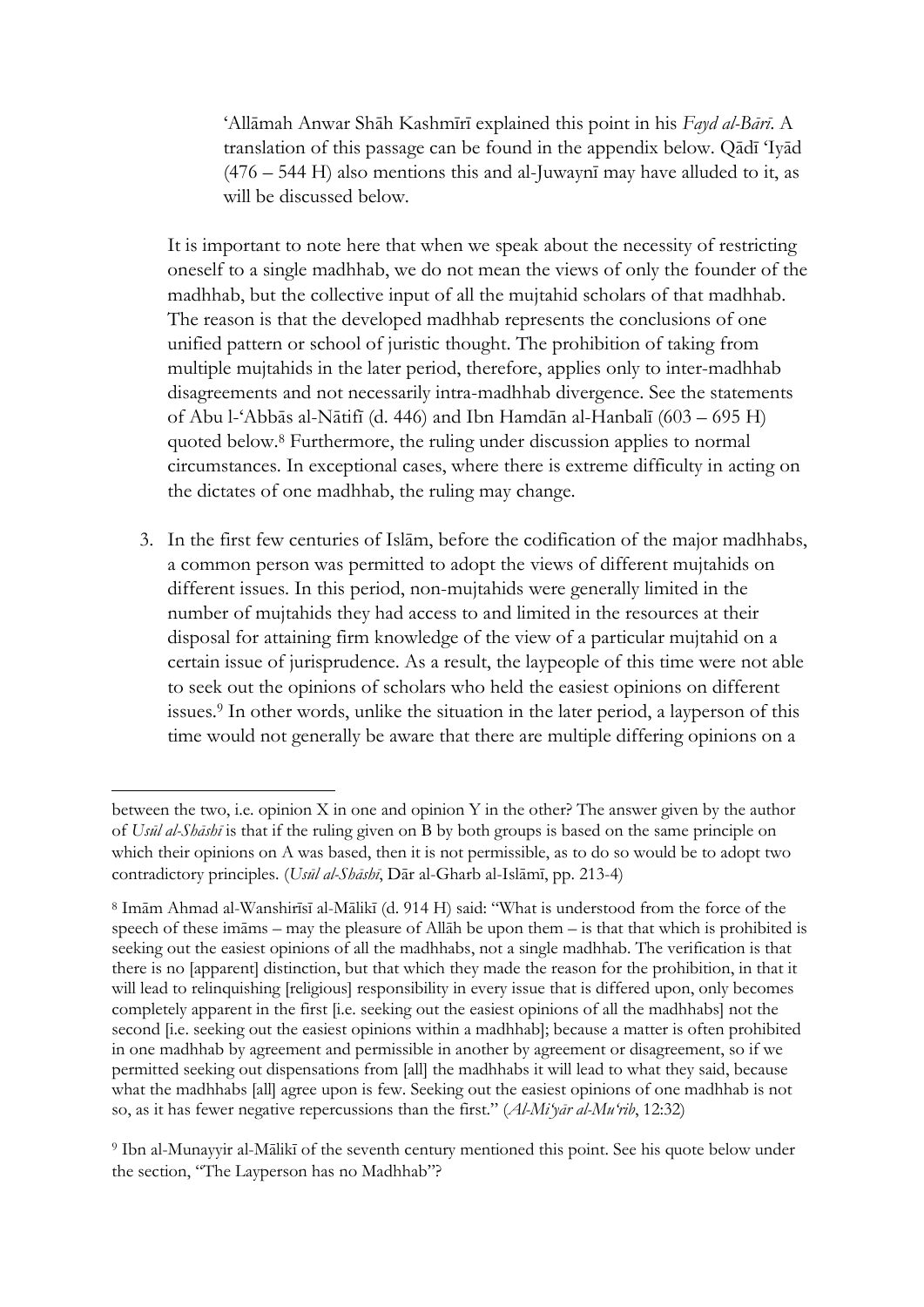‘Allāmah Anwar Shāh Kashmīrī explained this point in his *Fayd al-Bārī*. A translation of this passage can be found in the appendix below. Qādī ‘Iyād (476 – 544 H) also mentions this and al-Juwaynī may have alluded to it, as will be discussed below.

It is important to note here that when we speak about the necessity of restricting oneself to a single madhhab, we do not mean the views of only the founder of the madhhab, but the collective input of all the mujtahid scholars of that madhhab. The reason is that the developed madhhab represents the conclusions of one unified pattern or school of juristic thought. The prohibition of taking from multiple mujtahids in the later period, therefore, applies only to inter-madhhab disagreements and not necessarily intra-madhhab divergence. See the statements of Abu l-‘Abbās al-Nātifī (d. 446) and Ibn Hamdān al-Hanbalī (603 – 695 H) quoted below.[8] Furthermore, the ruling under discussion applies to normal circumstances. In exceptional cases, where there is extreme difficulty in acting on the dictates of one madhhab, the ruling may change.

3. In the first few centuries of Islām, before the codification of the major madhhabs, a common person was permitted to adopt the views of different mujtahids on different issues. In this period, non-mujtahids were generally limited in the number of mujtahids they had access to and limited in the resources at their disposal for attaining firm knowledge of the view of a particular mujtahid on a certain issue of jurisprudence. As a result, the laypeople of this time were not able to seek out the opinions of scholars who held the easiest opinions on different issues.[9] In other words, unlike the situation in the later period, a layperson of this time would not generally be aware that there are multiple differing opinions on a

---

between the two, i.e. opinion X in one and opinion Y in the other? The answer given by the author of *Usūl al-Shāshī* is that if the ruling given on B by both groups is based on the same principle on which their opinions on A was based, then it is not permissible, as to do so would be to adopt two contradictory principles. (*Usūl al-Shāshī*, Dār al-Gharb al-Islāmī, pp. 213-4)

[8] Imām Ahmad al-Wanshirīsī al-Mālikī (d. 914 H) said: “What is understood from the force of the speech of these imāms – may the pleasure of Allāh be upon them – is that that which is prohibited is seeking out the easiest opinions of all the madhhabs, not a single madhhab. The verification is that there is no [apparent] distinction, but that which they made the reason for the prohibition, in that it will lead to relinquishing [religious] responsibility in every issue that is differed upon, only becomes completely apparent in the first [i.e. seeking out the easiest opinions of all the madhhabs] not the second [i.e. seeking out the easiest opinions within a madhhab]; because a matter is often prohibited in one madhhab by agreement and permissible in another by agreement or disagreement, so if we permitted seeking out dispensations from [all] the madhhabs it will lead to what they said, because what the madhhabs [all] agree upon is few. Seeking out the easiest opinions of one madhhab is not so, as it has fewer negative repercussions than the first.” (*Al-Mi‘yār al-Mu‘rib*, 12:32)

[9] Ibn al-Munayyir al-Mālikī of the seventh century mentioned this point. See his quote below under the section, “The Layperson has no Madhhab”?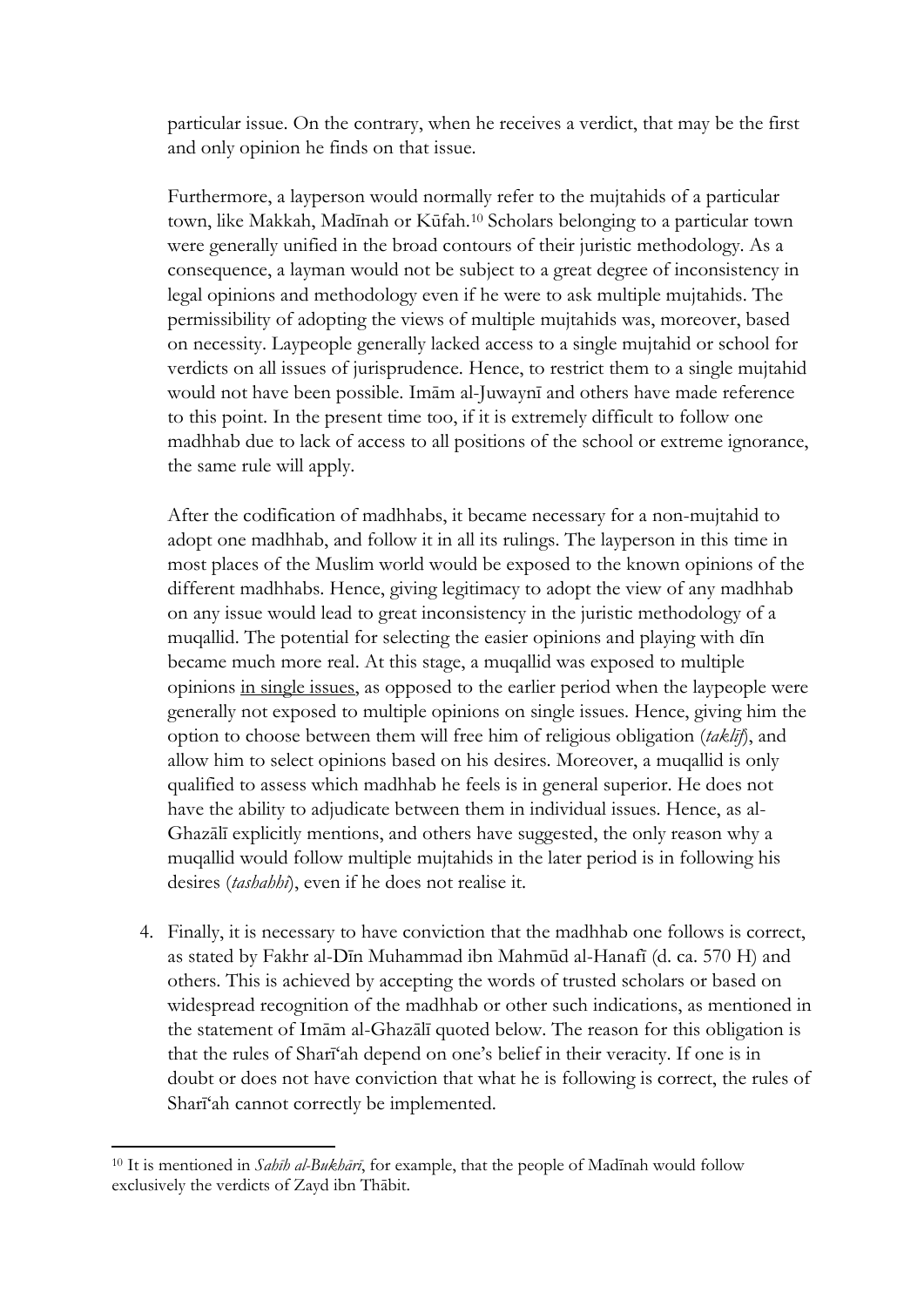particular issue. On the contrary, when he receives a verdict, that may be the first and only opinion he finds on that issue.

Furthermore, a layperson would normally refer to the mujtahids of a particular town, like Makkah, Madīnah or Kūfah.[10] Scholars belonging to a particular town were generally unified in the broad contours of their juristic methodology. As a consequence, a layman would not be subject to a great degree of inconsistency in legal opinions and methodology even if he were to ask multiple mujtahids. The permissibility of adopting the views of multiple mujtahids was, moreover, based on necessity. Laypeople generally lacked access to a single mujtahid or school for verdicts on all issues of jurisprudence. Hence, to restrict them to a single mujtahid would not have been possible. Imām al-Juwaynī and others have made reference to this point. In the present time too, if it is extremely difficult to follow one madhhab due to lack of access to all positions of the school or extreme ignorance, the same rule will apply.

After the codification of madhhabs, it became necessary for a non-mujtahid to adopt one madhhab, and follow it in all its rulings. The layperson in this time in most places of the Muslim world would be exposed to the known opinions of the different madhhabs. Hence, giving legitimacy to adopt the view of any madhhab on any issue would lead to great inconsistency in the juristic methodology of a muqallid. The potential for selecting the easier opinions and playing with dīn became much more real. At this stage, a muqallid was exposed to multiple opinions <u>in single issues</u>, as opposed to the earlier period when the laypeople were generally not exposed to multiple opinions on single issues. Hence, giving him the option to choose between them will free him of religious obligation (*taklīf*), and allow him to select opinions based on his desires. Moreover, a muqallid is only qualified to assess which madhhab he feels is in general superior. He does not have the ability to adjudicate between them in individual issues. Hence, as al-Ghazālī explicitly mentions, and others have suggested, the only reason why a muqallid would follow multiple mujtahids in the later period is in following his desires (*tashahhī*), even if he does not realise it.

4. Finally, it is necessary to have conviction that the madhhab one follows is correct, as stated by Fakhr al-Dīn Muhammad ibn Mahmūd al-Hanafī (d. ca. 570 H) and others. This is achieved by accepting the words of trusted scholars or based on widespread recognition of the madhhab or other such indications, as mentioned in the statement of Imām al-Ghazālī quoted below. The reason for this obligation is that the rules of Sharī'ah depend on one's belief in their veracity. If one is in doubt or does not have conviction that what he is following is correct, the rules of Sharī'ah cannot correctly be implemented.

---

[10] It is mentioned in *Sahīh al-Bukhārī*, for example, that the people of Madīnah would follow exclusively the verdicts of Zayd ibn Thābit.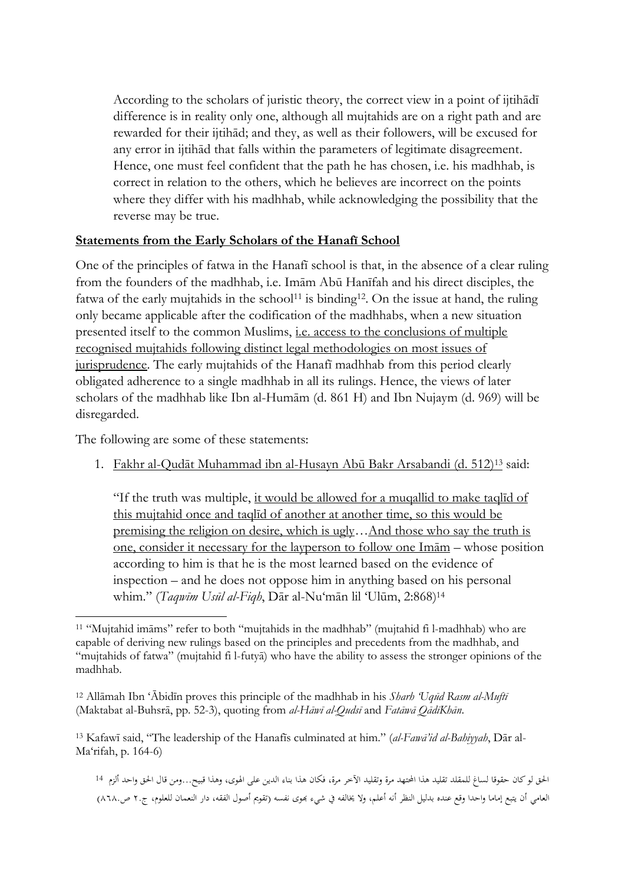According to the scholars of juristic theory, the correct view in a point of ijtihādī difference is in reality only one, although all mujtahids are on a right path and are rewarded for their ijtihād; and they, as well as their followers, will be excused for any error in ijtihād that falls within the parameters of legitimate disagreement. Hence, one must feel confident that the path he has chosen, i.e. his madhhab, is correct in relation to the others, which he believes are incorrect on the points where they differ with his madhhab, while acknowledging the possibility that the reverse may be true.

## <u>Statements from the Early Scholars of the Hanafī School</u>

One of the principles of fatwa in the Hanafī school is that, in the absence of a clear ruling from the founders of the madhhab, i.e. Imām Abū Hanīfah and his direct disciples, the fatwa of the early mujtahids in the school[11] is binding[12]. On the issue at hand, the ruling only became applicable after the codification of the madhhabs, when a new situation presented itself to the common Muslims, <u>i.e. access to the conclusions of multiple recognised mujtahids following distinct legal methodologies on most issues of jurisprudence</u>. The early mujtahids of the Hanafī madhhab from this period clearly obligated adherence to a single madhhab in all its rulings. Hence, the views of later scholars of the madhhab like Ibn al-Humām (d. 861 H) and Ibn Nujaym (d. 969) will be disregarded.

The following are some of these statements:

1. <u>Fakhr al-Qudāt Muhammad ibn al-Husayn Abū Bakr Arsabandi (d. 512)</u>[13] said:

   "If the truth was multiple, <u>it would be allowed for a muqallid to make taqlīd of this mujtahid once and taqlīd of another at another time, so this would be premising the religion on desire, which is ugly</u>…<u>And those who say the truth is one, consider it necessary for the layperson to follow one Imām</u> – whose position according to him is that he is the most learned based on the evidence of inspection – and he does not oppose him in anything based on his personal whim." (*Taqwīm Usūl al-Fiqh*, Dār al-Nu'mān lil 'Ulūm, 2:868)[14]

---

[11] "Mujtahid imāms" refer to both "mujtahids in the madhhab" (mujtahid fi l-madhhab) who are capable of deriving new rulings based on the principles and precedents from the madhhab, and "mujtahids of fatwa" (mujtahid fi l-futyā) who have the ability to assess the stronger opinions of the madhhab.

[12] Allāmah Ibn 'Ābidīn proves this principle of the madhhab in his *Sharh 'Uqūd Rasm al-Muftī* (Maktabat al-Buhsrā, pp. 52-3), quoting from *al-Hāwī al-Qudsī* and *Fatāwā QādīKhān*.

[13] Kafawī said, "The leadership of the Hanafīs culminated at him." (*al-Fawā'id al-Bahiyyah*, Dār al-Ma'rifah, p. 164-6)

[14] الحق لو كان حقوقا لساغ للمقلد تقليد هذا المجتهد مرة وتقليد الآخر مرة، فكان هذا بناء الدين على الهوى، وهذا قبيح...ومن قال الحق واحد ألزم العامي أن يتبع إماما واحدا وقع عنده بدليل النظر أنه أعلم، ولا يخالفه في شيء بهوى نفسه (تقويم أصول الفقه، دار النعمان للعلوم، ج.٢ ص.٨٦٨)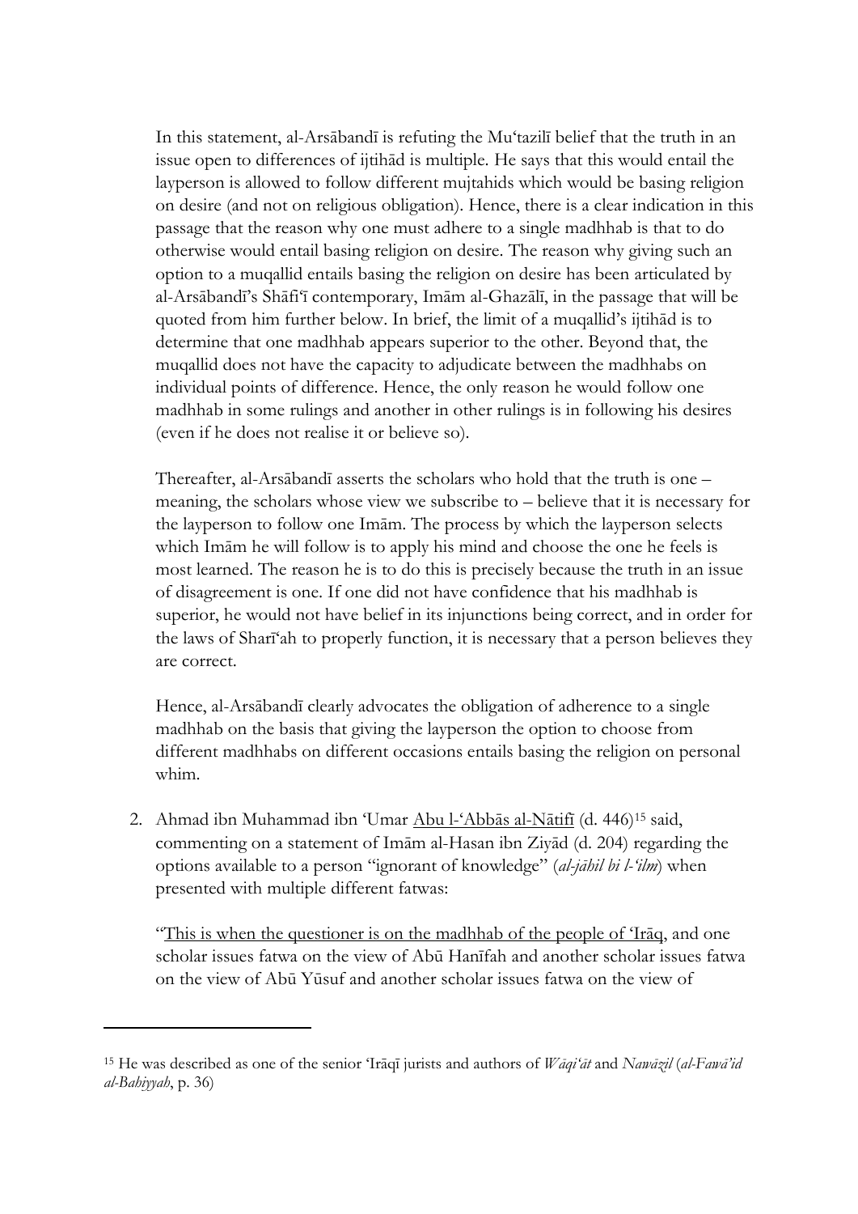In this statement, al-Arsābandī is refuting the Mu'tazilī belief that the truth in an issue open to differences of ijtihād is multiple. He says that this would entail the layperson is allowed to follow different mujtahids which would be basing religion on desire (and not on religious obligation). Hence, there is a clear indication in this passage that the reason why one must adhere to a single madhhab is that to do otherwise would entail basing religion on desire. The reason why giving such an option to a muqallid entails basing the religion on desire has been articulated by al-Arsābandī's Shāfi'ī contemporary, Imām al-Ghazālī, in the passage that will be quoted from him further below. In brief, the limit of a muqallid's ijtihād is to determine that one madhhab appears superior to the other. Beyond that, the muqallid does not have the capacity to adjudicate between the madhhabs on individual points of difference. Hence, the only reason he would follow one madhhab in some rulings and another in other rulings is in following his desires (even if he does not realise it or believe so).

Thereafter, al-Arsābandī asserts the scholars who hold that the truth is one – meaning, the scholars whose view we subscribe to – believe that it is necessary for the layperson to follow one Imām. The process by which the layperson selects which Imām he will follow is to apply his mind and choose the one he feels is most learned. The reason he is to do this is precisely because the truth in an issue of disagreement is one. If one did not have confidence that his madhhab is superior, he would not have belief in its injunctions being correct, and in order for the laws of Sharī'ah to properly function, it is necessary that a person believes they are correct.

Hence, al-Arsābandī clearly advocates the obligation of adherence to a single madhhab on the basis that giving the layperson the option to choose from different madhhabs on different occasions entails basing the religion on personal whim.

2. Ahmad ibn Muhammad ibn 'Umar <u>Abu l-'Abbās al-Nātifī</u> (d. 446)[15] said, commenting on a statement of Imām al-Hasan ibn Ziyād (d. 204) regarding the options available to a person "ignorant of knowledge" (*al-jāhil bi l-'ilm*) when presented with multiple different fatwas:

   "<u>This is when the questioner is on the madhhab of the people of 'Irāq</u>, and one scholar issues fatwa on the view of Abū Hanīfah and another scholar issues fatwa on the view of Abū Yūsuf and another scholar issues fatwa on the view of

[15] He was described as one of the senior 'Irāqī jurists and authors of *Wāqi'āt* and *Nawāzil* (*al-Fawā'id al-Bahiyyah*, p. 36)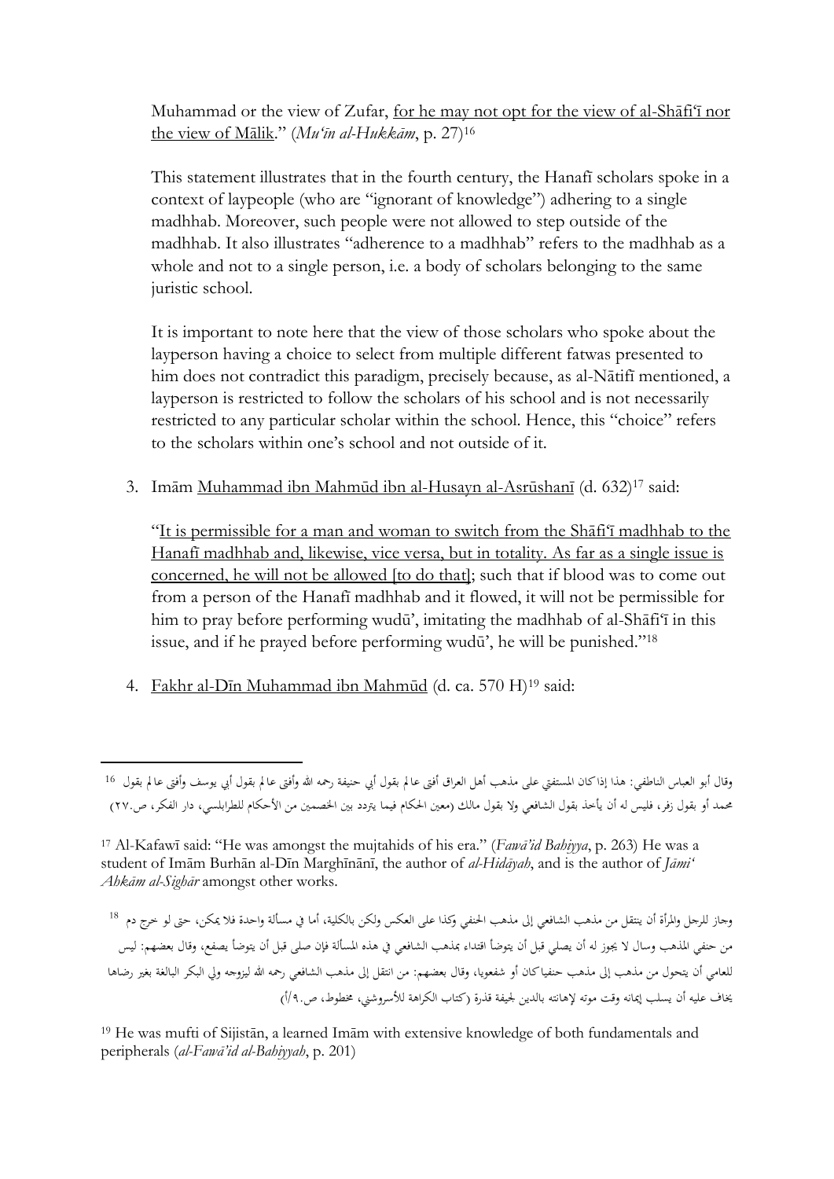Muhammad or the view of Zufar, <u>for he may not opt for the view of al-Shāfiʿī nor the view of Mālik</u>." (*Muʿīn al-Hukkām*, p. 27)[16]

This statement illustrates that in the fourth century, the Hanafī scholars spoke in a context of laypeople (who are "ignorant of knowledge") adhering to a single madhhab. Moreover, such people were not allowed to step outside of the madhhab. It also illustrates "adherence to a madhhab" refers to the madhhab as a whole and not to a single person, i.e. a body of scholars belonging to the same juristic school.

It is important to note here that the view of those scholars who spoke about the layperson having a choice to select from multiple different fatwas presented to him does not contradict this paradigm, precisely because, as al-Nātifī mentioned, a layperson is restricted to follow the scholars of his school and is not necessarily restricted to any particular scholar within the school. Hence, this "choice" refers to the scholars within one's school and not outside of it.

3. Imām <u>Muhammad ibn Mahmūd ibn al-Husayn al-Asrūshanī</u> (d. 632)[17] said:

   "<u>It is permissible for a man and woman to switch from the Shāfiʿī madhhab to the Hanafī madhhab and, likewise, vice versa, but in totality. As far as a single issue is concerned, he will not be allowed [to do that]</u>; such that if blood was to come out from a person of the Hanafī madhhab and it flowed, it will not be permissible for him to pray before performing wuḍūʾ, imitating the madhhab of al-Shāfiʿī in this issue, and if he prayed before performing wuḍūʾ, he will be punished."[18]

4. <u>Fakhr al-Dīn Muhammad ibn Mahmūd</u> (d. ca. 570 H)[19] said:

---

[16] وقال أبو العباس الناطفي: هذا إذا كان المستفتي على مذهب أهل العراق أفتى عالم بقول أبي حنيفة رحمه الله وأفتى عالم بقول أبي يوسف وأفتى عالم بقول محمد أو بقول زفر، فليس له أن يأخذ بقول الشافعي ولا بقول مالك (معين الحكام فيما يتردد بين الخصمين من الأحكام للطرابلسي، دار الفكر، ص.٢٧)

[17] Al-Kafawī said: "He was amongst the mujtahids of his era." (*Fawāʾid Bahiyya*, p. 263) He was a student of Imām Burhān al-Dīn Marghīnānī, the author of *al-Hidāyah*, and is the author of *Jāmiʿ Ahkām al-Sighār* amongst other works.

[18] وجاز للرجل والمرأة أن ينتقل من مذهب الشافعي إلى مذهب الحنفي وكذا على العكس ولكن بالكلية، أما في مسألة واحدة فلا يمكن، حتى لو خرج دم من حنفي المذهب وسال لا يجوز له أن يصلي قبل أن يتوضأ اقتداء بمذهب الشافعي في هذه المسألة فإن صلى قبل أن يتوضأ يصفع، وقال بعضهم: ليس للعامي أن يتحول من مذهب إلى مذهب حنفيا كان أو شفعويا، وقال بعضهم: من انتقل إلى مذهب الشافعي رحمه الله ليزوجه ولي البكر البالغة بغير رضاها يخاف عليه أن يسلب إيمانه وقت موته لإهانته بالدين لجيفة قذرة (كتاب الكراهة للأسروشني، مخطوط، ص.٩/أ)

[19] He was mufti of Sijistān, a learned Imām with extensive knowledge of both fundamentals and peripherals (*al-Fawāʾid al-Bahiyyah*, p. 201)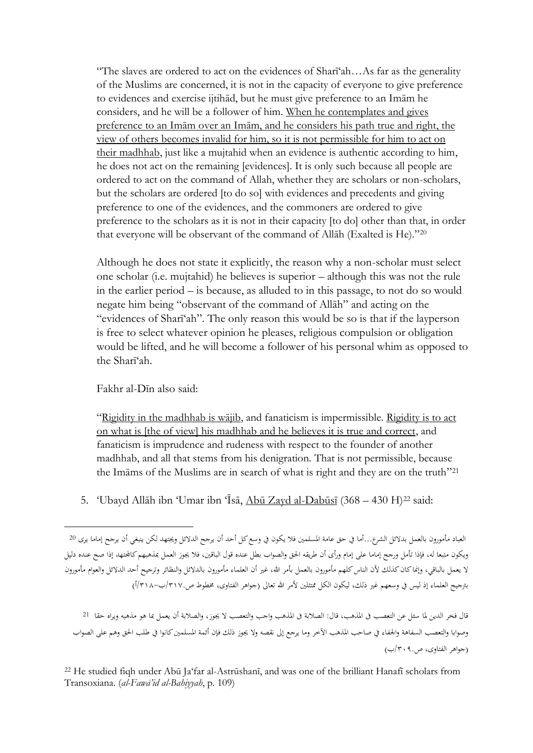"The slaves are ordered to act on the evidences of Sharī'ah…As far as the generality of the Muslims are concerned, it is not in the capacity of everyone to give preference to evidences and exercise ijtihād, but he must give preference to an Imām he considers, and he will be a follower of him. <u>When he contemplates and gives preference to an Imām over an Imām, and he considers his path true and right, the view of others becomes invalid for him, so it is not permissible for him to act on their madhhab</u>, just like a mujtahid when an evidence is authentic according to him, he does not act on the remaining [evidences]. It is only such because all people are ordered to act on the command of Allah, whether they are scholars or non-scholars, but the scholars are ordered [to do so] with evidences and precedents and giving preference to one of the evidences, and the commoners are ordered to give preference to the scholars as it is not in their capacity [to do] other than that, in order that everyone will be observant of the command of Allāh (Exalted is He)."[20]

Although he does not state it explicitly, the reason why a non-scholar must select one scholar (i.e. mujtahid) he believes is superior – although this was not the rule in the earlier period – is because, as alluded to in this passage, to not do so would negate him being "observant of the command of Allāh" and acting on the "evidences of Sharī'ah". The only reason this would be so is that if the layperson is free to select whatever opinion he pleases, religious compulsion or obligation would be lifted, and he will become a follower of his personal whim as opposed to the Sharī'ah.

Fakhr al-Dīn also said:

"<u>Rigidity in the madhhab is wājib</u>, and fanaticism is impermissible. <u>Rigidity is to act on what is [the of view] his madhhab and he believes it is true and correct</u>, and fanaticism is imprudence and rudeness with respect to the founder of another madhhab, and all that stems from his denigration. That is not permissible, because the Imāms of the Muslims are in search of what is right and they are on the truth"[21]

5. 'Ubayd Allāh ibn 'Umar ibn 'Īsā, <u>Abū Zayd al-Dabūsī</u> (368 – 430 H)[22] said:

---

[20] العباد مأمورون بالعمل بدلائل الشرع...أما في حق عامة المسلمين فلا يكون في وسع كل أحد أن يرجح الدلائل ويجتهد لكن ينبغي أن يرجح إماما يرى ويكون متبعا له، فإذا تأمل ورجح إماما على إمام ورأى أن طريقه الحق والصواب بطل عنده قول الباقين، فلا يجوز العمل بمذهبهم كالمجتهد إذا صح عنده دليل لا يعمل بالباقي، وإنما كان كذلك لأن الناس كلهم مأمورون بالعمل بأمر الله، غير أن العلماء مأمورون بالدلائل والنظائر وترجيح أحد الدلائل والعوام مأمورون بترجيح العلماء إذ ليس في وسعهم غير ذلك، ليكون الكل ممتثلين لأمر الله تعالى (جواهر الفتاوى، مخطوط ص.٣١٧/ب-٣١٨/أ)

[21] قال فخر الدين لما سئل عن التعصب في المذهب، قال: الصلابة في المذهب واجب والتعصب لا يجوز، والصلابة أن يعمل بما هو مذهبه ويراه حقا وصوابا والتعصب السفاهة والجفاء في صاحب المذهب الآخر وما يرجع إلى نقصه ولا يجوز ذلك فإن أئمة المسلمين كانوا في طلب الحق وهم على الصواب (جواهر الفتاوى، ص.٣٠٩/ب)

[22] He studied fiqh under Abū Ja'far al-Astrūshanī, and was one of the brilliant Hanafī scholars from Transoxiana. (*al-Fawā'id al-Bahiyyah*, p. 109)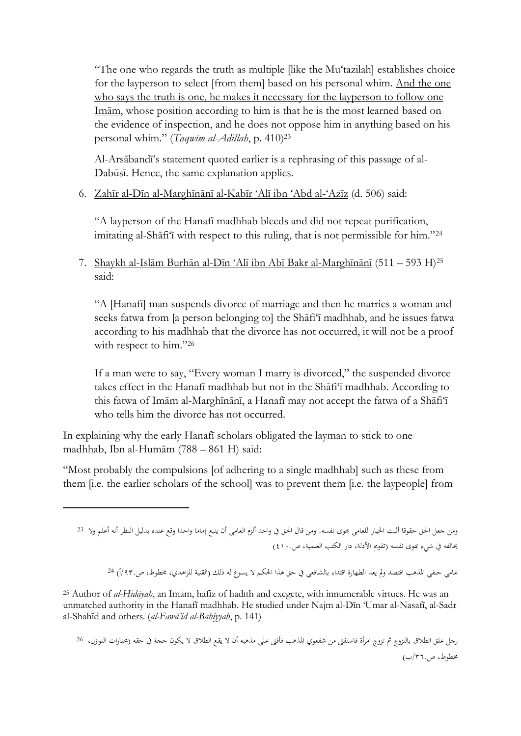"The one who regards the truth as multiple [like the Mu'tazilah] establishes choice for the layperson to select [from them] based on his personal whim. <u>And the one who says the truth is one, he makes it necessary for the layperson to follow one Imām</u>, whose position according to him is that he is the most learned based on the evidence of inspection, and he does not oppose him in anything based on his personal whim." (*Taqwīm al-Adillah*, p. 410)[23]

Al-Arsābandī's statement quoted earlier is a rephrasing of this passage of al-Dabūsī. Hence, the same explanation applies.

6. <u>Zahīr al-Dīn al-Marghīnānī al-Kabīr 'Alī ibn 'Abd al-'Azīz</u> (d. 506) said:

   "A layperson of the Hanafī madhhab bleeds and did not repeat purification, imitating al-Shāfi'ī with respect to this ruling, that is not permissible for him."[24]

7. <u>Shaykh al-Islām Burhān al-Dīn 'Alī ibn Abī Bakr al-Marghīnānī</u> (511 – 593 H)[25] said:

   "A [Hanafī] man suspends divorce of marriage and then he marries a woman and seeks fatwa from [a person belonging to] the Shāfi'ī madhhab, and he issues fatwa according to his madhhab that the divorce has not occurred, it will not be a proof with respect to him."[26]

   If a man were to say, "Every woman I marry is divorced," the suspended divorce takes effect in the Hanafī madhhab but not in the Shāfi'ī madhhab. According to this fatwa of Imām al-Marghīnānī, a Hanafī may not accept the fatwa of a Shāfi'ī who tells him the divorce has not occurred.

In explaining why the early Hanafī scholars obligated the layman to stick to one madhhab, Ibn al-Humām (788 – 861 H) said:

"Most probably the compulsions [of adhering to a single madhhab] such as these from them [i.e. the earlier scholars of the school] was to prevent them [i.e. the laypeople] from

---

[23] ومن جعل الحق حقوقا أثبت الخيار للعامي بهوى نفسه. ومن قال الحق في واحد ألزم العامي أن يتبع إماما واحدا وقع عنده بدليل النظر أنه أعلم ولا يخالفه في شيء بهوى نفسه (تقويم الأدلة، دار الكتب العلمية، ص.٤١٠)

[24] عامي حنفي المذهب افتصد ولم يعد الطهارة اقتداء بالشافعي في حق هذا الحكم لا يسوغ له ذلك (القنية للزاهدي، مخطوط، ص.٩٣/أ)

[25] Author of *al-Hidāyah*, an Imām, hāfiz of hadīth and exegete, with innumerable virtues. He was an unmatched authority in the Hanafī madhhab. He studied under Najm al-Dīn 'Umar al-Nasafī, al-Sadr al-Shahīd and others. (*al-Fawā'id al-Bahiyyah*, p. 141)

[26] رجل علق الطلاق بالتزوج ثم تزوج امرأة فاستفتى من شفعوي المذهب فأفتى على مذهبه أن لا يقع الطلاق لا يكون حجة في حقه (مختارات النوازل، مخطوط، ص.٣٦/ب)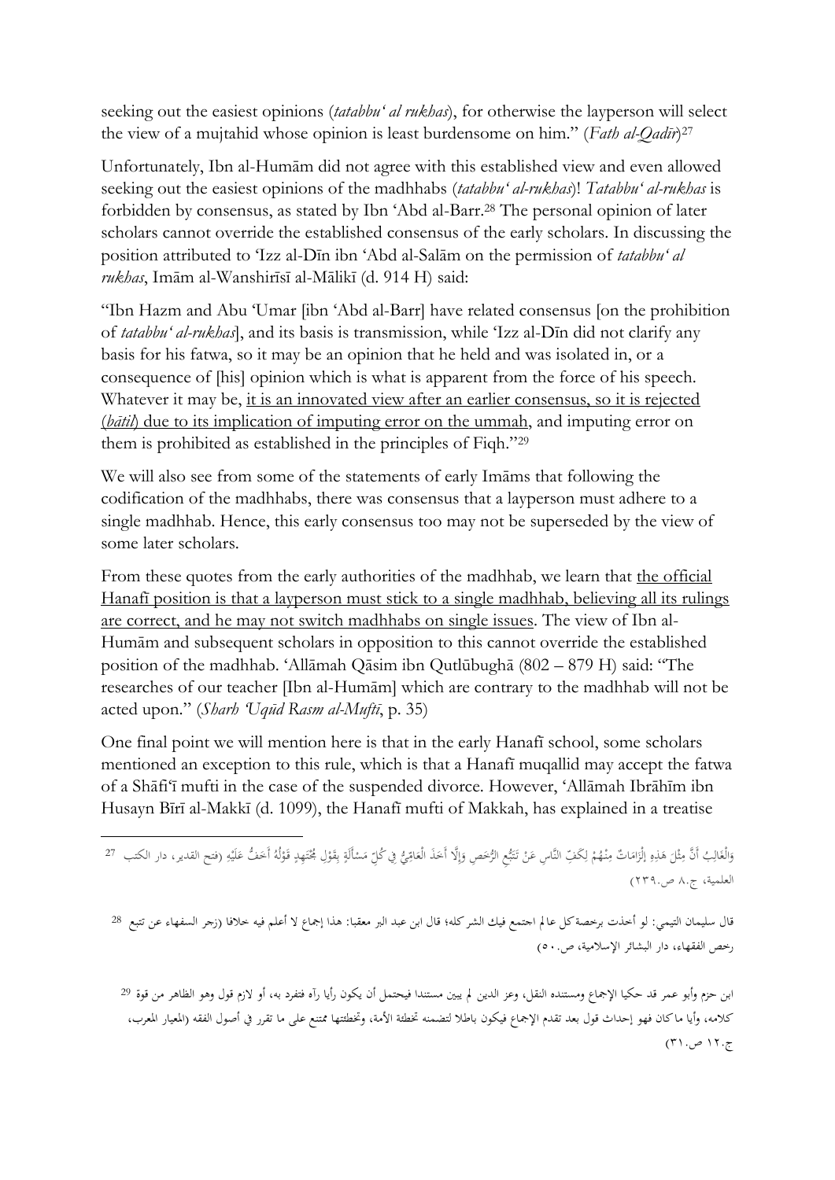seeking out the easiest opinions (*tatabbu' al rukhas*), for otherwise the layperson will select the view of a mujtahid whose opinion is least burdensome on him." (*Fath al-Qadīr*)[27]

Unfortunately, Ibn al-Humām did not agree with this established view and even allowed seeking out the easiest opinions of the madhhabs (*tatabbu' al-rukhas*)! *Tatabbu' al-rukhas* is forbidden by consensus, as stated by Ibn 'Abd al-Barr.[28] The personal opinion of later scholars cannot override the established consensus of the early scholars. In discussing the position attributed to 'Izz al-Dīn ibn 'Abd al-Salām on the permission of *tatabbu' al rukhas*, Imām al-Wanshirīsī al-Mālikī (d. 914 H) said:

"Ibn Hazm and Abu 'Umar [ibn 'Abd al-Barr] have related consensus [on the prohibition of *tatabbu' al-rukhas*], and its basis is transmission, while 'Izz al-Dīn did not clarify any basis for his fatwa, so it may be an opinion that he held and was isolated in, or a consequence of [his] opinion which is what is apparent from the force of his speech. Whatever it may be, <u>it is an innovated view after an earlier consensus, so it is rejected (*bātil*) due to its implication of imputing error on the ummah</u>, and imputing error on them is prohibited as established in the principles of Fiqh."[29]

We will also see from some of the statements of early Imāms that following the codification of the madhhabs, there was consensus that a layperson must adhere to a single madhhab. Hence, this early consensus too may not be superseded by the view of some later scholars.

From these quotes from the early authorities of the madhhab, we learn that <u>the official Hanafī position is that a layperson must stick to a single madhhab, believing all its rulings are correct, and he may not switch madhhabs on single issues</u>. The view of Ibn al-Humām and subsequent scholars in opposition to this cannot override the established position of the madhhab. 'Allāmah Qāsim ibn Qutlūbughā (802 – 879 H) said: "The researches of our teacher [Ibn al-Humām] which are contrary to the madhhab will not be acted upon." (*Sharh 'Uqūd Rasm al-Muftī*, p. 35)

One final point we will mention here is that in the early Hanafī school, some scholars mentioned an exception to this rule, which is that a Hanafī muqallid may accept the fatwa of a Shāfi'ī mufti in the case of the suspended divorce. However, 'Allāmah Ibrāhīm ibn Husayn Bīrī al-Makkī (d. 1099), the Hanafī mufti of Makkah, has explained in a treatise

---

[27] وَالْغَالِبُ أَنَّ مِثْلَ هَذِهِ إلْزَامَاتٌ مِنْهُمْ لِكَفِّ النَّاسِ عَنْ تَتَبُّعِ الرُّخَصِ وَإِلَّا أَخَذَ الْعَامِّيُّ فِي كُلِّ مَسْأَلَةٍ بِقَوْلِ مُجْتَهِدٍ قَوْلُهُ أَخَفُّ عَلَيْهِ (فتح القدير، دار الكتب العلمية، ج.٨ ص.٢٣٩)

[28] قال سليمان التيمي: لو أخذت برخصة كل عالم اجتمع فيك الشر كله؛ قال ابن عبد البر معقبا: هذا إجماع لا أعلم فيه خلافا (زجر السفهاء عن تتبع رخص الفقهاء، دار البشائر الإسلامية، ص.٥٠)

[29] ابن حزم وأبو عمر قد حكيا الإجماع ومستنده النقل، وعز الدين لم يبين مستندا فيحتمل أن يكون رأيا رآه فتفرد به، أو لازم قول وهو الظاهر من قوة كلامه، وأيا ما كان فهو إحداث قول بعد تقدم الإجماع فيكون باطلا لتضمنه تخطئة الأمة، وتخطئتها ممتنع على ما تقرر في أصول الفقه (المعيار المعرب، ج.١٢ ص.٣١)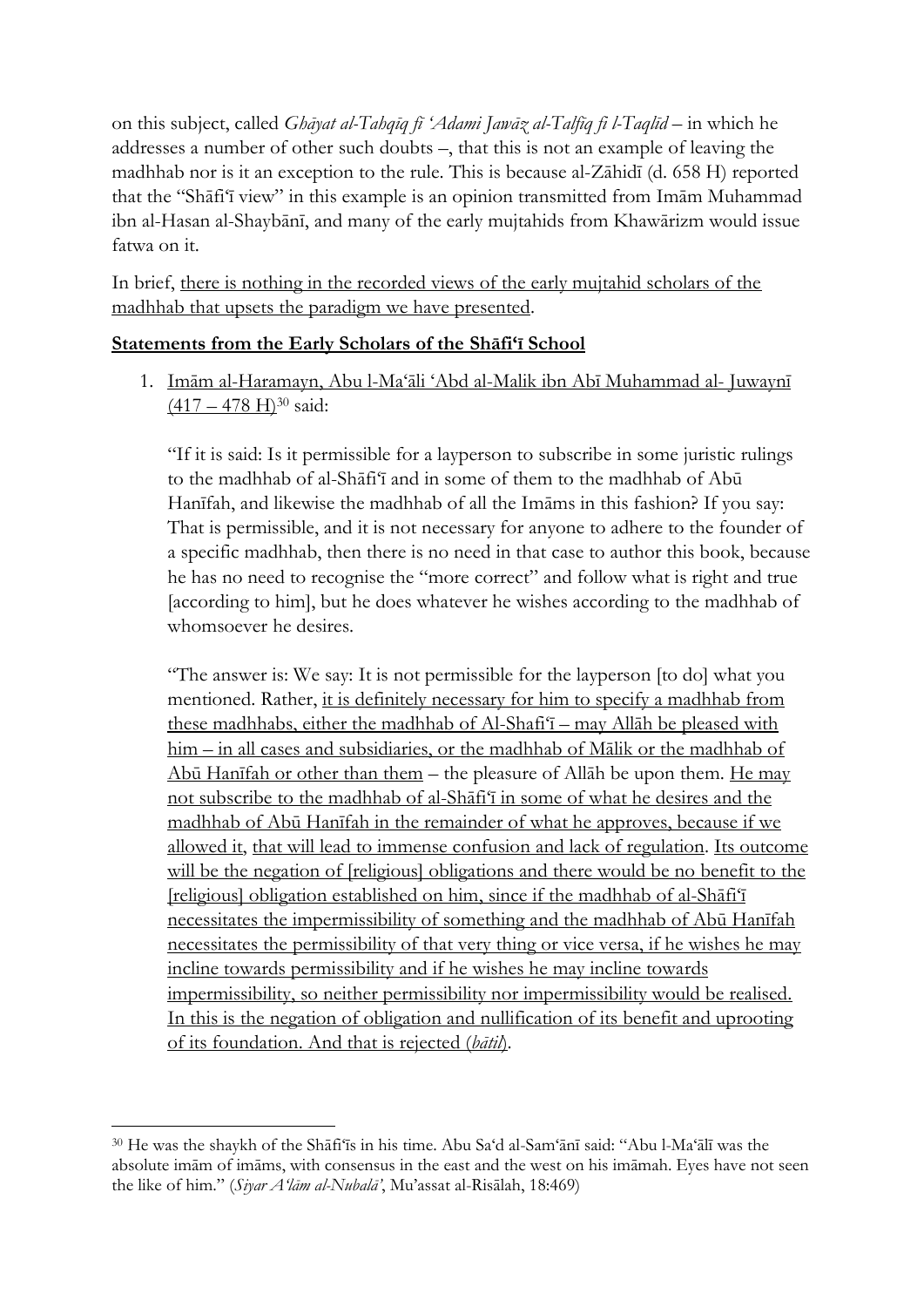on this subject, called *Ghāyat al-Tahqīq fī 'Adami Jawāz al-Talfīq fi l-Taqlīd* – in which he addresses a number of other such doubts –, that this is not an example of leaving the madhhab nor is it an exception to the rule. This is because al-Zāhidī (d. 658 H) reported that the "Shāfi'ī view" in this example is an opinion transmitted from Imām Muhammad ibn al-Hasan al-Shaybānī, and many of the early mujtahids from Khawārizm would issue fatwa on it.

In brief, there is nothing in the recorded views of the early mujtahid scholars of the madhhab that upsets the paradigm we have presented.

## Statements from the Early Scholars of the Shāfi'ī School

1. Imām al-Haramayn, Abu l-Ma'āli 'Abd al-Malik ibn Abī Muhammad al- Juwaynī (417 – 478 H)[30] said:

   "If it is said: Is it permissible for a layperson to subscribe in some juristic rulings to the madhhab of al-Shāfi'ī and in some of them to the madhhab of Abū Hanīfah, and likewise the madhhab of all the Imāms in this fashion? If you say: That is permissible, and it is not necessary for anyone to adhere to the founder of a specific madhhab, then there is no need in that case to author this book, because he has no need to recognise the "more correct" and follow what is right and true [according to him], but he does whatever he wishes according to the madhhab of whomsoever he desires.

   "The answer is: We say: It is not permissible for the layperson [to do] what you mentioned. Rather, it is definitely necessary for him to specify a madhhab from these madhhabs, either the madhhab of Al-Shafi'ī – may Allāh be pleased with him – in all cases and subsidiaries, or the madhhab of Mālik or the madhhab of Abū Hanīfah or other than them – the pleasure of Allāh be upon them. He may not subscribe to the madhhab of al-Shāfi'ī in some of what he desires and the madhhab of Abū Hanīfah in the remainder of what he approves, because if we allowed it, that will lead to immense confusion and lack of regulation. Its outcome will be the negation of [religious] obligations and there would be no benefit to the [religious] obligation established on him, since if the madhhab of al-Shāfi'ī necessitates the impermissibility of something and the madhhab of Abū Hanīfah necessitates the permissibility of that very thing or vice versa, if he wishes he may incline towards permissibility and if he wishes he may incline towards impermissibility, so neither permissibility nor impermissibility would be realised. In this is the negation of obligation and nullification of its benefit and uprooting of its foundation. And that is rejected (*bāṭil*).

[30] He was the shaykh of the Shāfi'īs in his time. Abu Sa'd al-Sam'ānī said: "Abu l-Ma'ālī was the absolute imām of imāms, with consensus in the east and the west on his imāmah. Eyes have not seen the like of him." (*Siyar A'lām al-Nubalā'*, Mu'assat al-Risālah, 18:469)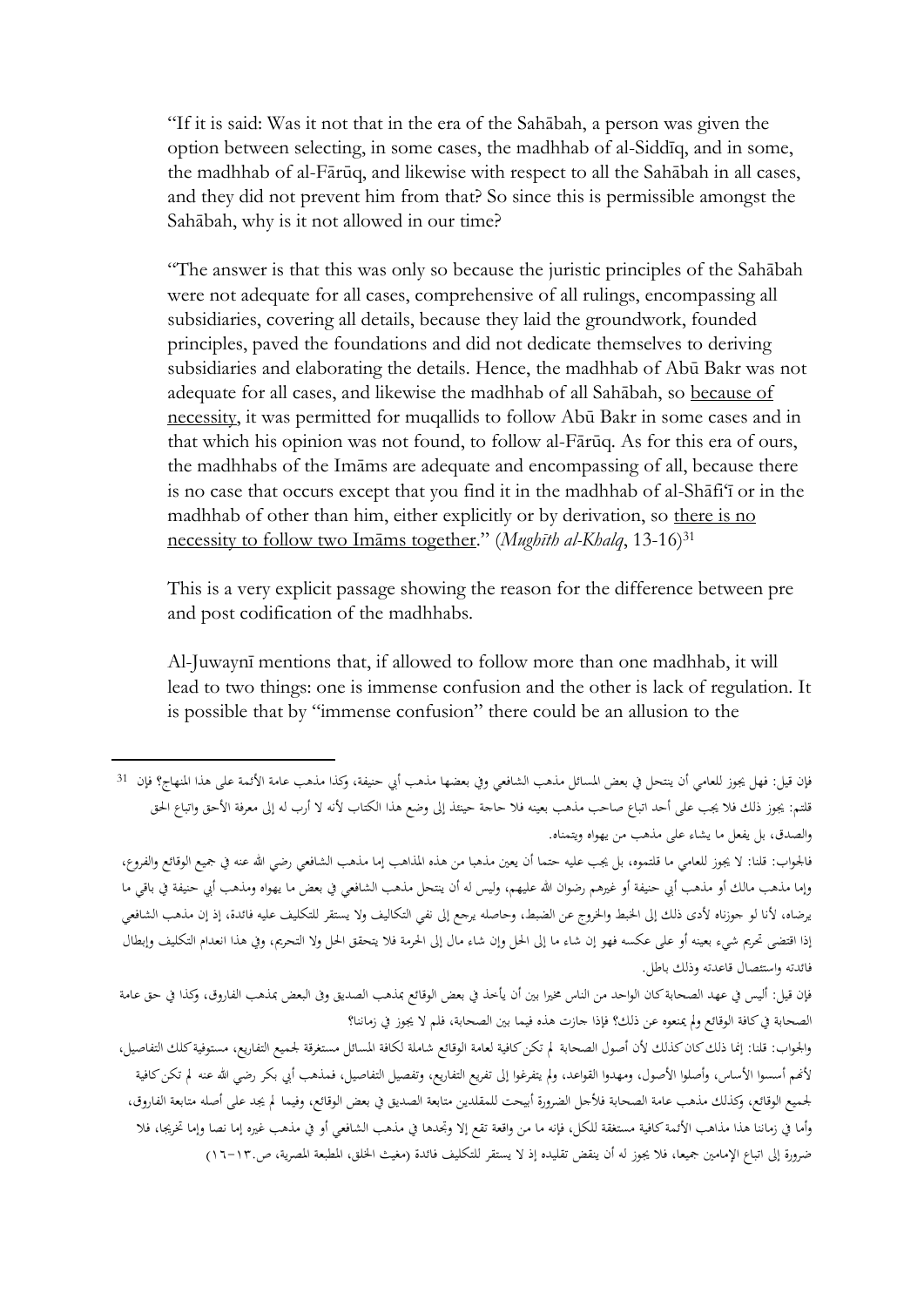"If it is said: Was it not that in the era of the Sahābah, a person was given the option between selecting, in some cases, the madhhab of al-Siddīq, and in some, the madhhab of al-Fārūq, and likewise with respect to all the Sahābah in all cases, and they did not prevent him from that? So since this is permissible amongst the Sahābah, why is it not allowed in our time?

"The answer is that this was only so because the juristic principles of the Sahābah were not adequate for all cases, comprehensive of all rulings, encompassing all subsidiaries, covering all details, because they laid the groundwork, founded principles, paved the foundations and did not dedicate themselves to deriving subsidiaries and elaborating the details. Hence, the madhhab of Abū Bakr was not adequate for all cases, and likewise the madhhab of all Sahābah, so <u>because of necessity</u>, it was permitted for muqallids to follow Abū Bakr in some cases and in that which his opinion was not found, to follow al-Fārūq. As for this era of ours, the madhhabs of the Imāms are adequate and encompassing of all, because there is no case that occurs except that you find it in the madhhab of al-Shāfi'ī or in the madhhab of other than him, either explicitly or by derivation, so <u>there is no necessity to follow two Imāms together</u>." (*Mughīth al-Khalq*, 13-16)[31]

This is a very explicit passage showing the reason for the difference between pre and post codification of the madhhabs.

Al-Juwaynī mentions that, if allowed to follow more than one madhhab, it will lead to two things: one is immense confusion and the other is lack of regulation. It is possible that by "immense confusion" there could be an allusion to the

---

[31] فإن قيل: فهل يجوز للعامي أن ينتحل في بعض المسائل مذهب الشافعي وفي بعضها مذهب أبي حنيفة، وكذا مذهب عامة الأئمة على هذا المنهاج؟ فإن قلتم: يجوز ذلك فلا يجب على أحد اتباع صاحب مذهب بعينه فلا حاجة حينئذ إلى وضع هذا الكتاب لأنه لا أرب له إلى معرفة الأحق واتباع الحق والصدق، بل يفعل ما يشاء على مذهب من يهواه ويتمناه.

فالجواب: قلنا: لا يجوز للعامي ما قلتموه، بل يجب عليه حتما أن يعين مذهبا من هذه المذاهب إما مذهب الشافعي رضي الله عنه في جميع الوقائع والفروع، وإما مذهب مالك أو مذهب أبي حنيفة أو غيرهم رضوان الله عليهم، وليس له أن ينتحل مذهب الشافعي في بعض ما يهواه ومذهب أبي حنيفة في باقي ما يرضاه، لأنا لو جوزناه لأدى ذلك إلى الخبط والخروج عن الضبط، وحاصله يرجع إلى نفي التكاليف ولا يستقر للتكليف عليه فائدة، إذ إن مذهب الشافعي إذا اقتضى تحريم شيء بعينه أو على عكسه فهو إن شاء مال إلى الحل وإن شاء مال إلى الحرمة فلا يتحقق الحل ولا التحريم، وفي هذا انعدام التكليف وإبطال فائدته واستئصال قاعدته وذلك باطل.

فإن قيل: أليس في عهد الصحابة كان الواحد من الناس مخيرا بين أن يأخذ في بعض الوقائع بمذهب الصديق وفي البعض بمذهب الفاروق، وكذا في حق عامة الصحابة في كافة الوقائع ولم يمنعوه عن ذلك؟ فإذا جازت هذه فيما بين الصحابة، فلم لا يجوز في زماننا؟

والجواب: قلنا: إنما ذلك كان كذلك لأن أصول الصحابة لم تكن كافية لعامة الوقائع شاملة لكافة المسائل مستغرقة لجميع التفاريع، مستوفية كلك التفاصيل، لأنهم أسسوا الأساس، وأصلوا الأصول، ومهدوا القواعد، ولم يتفرغوا إلى تفريع التفاريع، وتفصيل التفاصيل، فمذهب أبي بكر رضي الله عنه لم تكن كافية لجميع الوقائع، وكذلك مذهب عامة الصحابة فلأجل الضرورة أبيحت للمقلدين متابعة الصديق في بعض الوقائع، وفيما لم يجد على أصله متابعة الفاروق، وأما في زماننا هذا مذاهب الأئمة كافية مستغرقة للكل، فإنه ما من واقعة تقع إلا وتجدها في مذهب الشافعي أو في مذهب غيره إما نصا وإما تخريجا، فلا ضرورة إلى اتباع الإمامين جميعا، فلا يجوز له أن ينقض تقليده إذ لا يستقر للتكليف فائدة (مغيث الخلق، المطبعة المصرية، ص.١٣-١٦)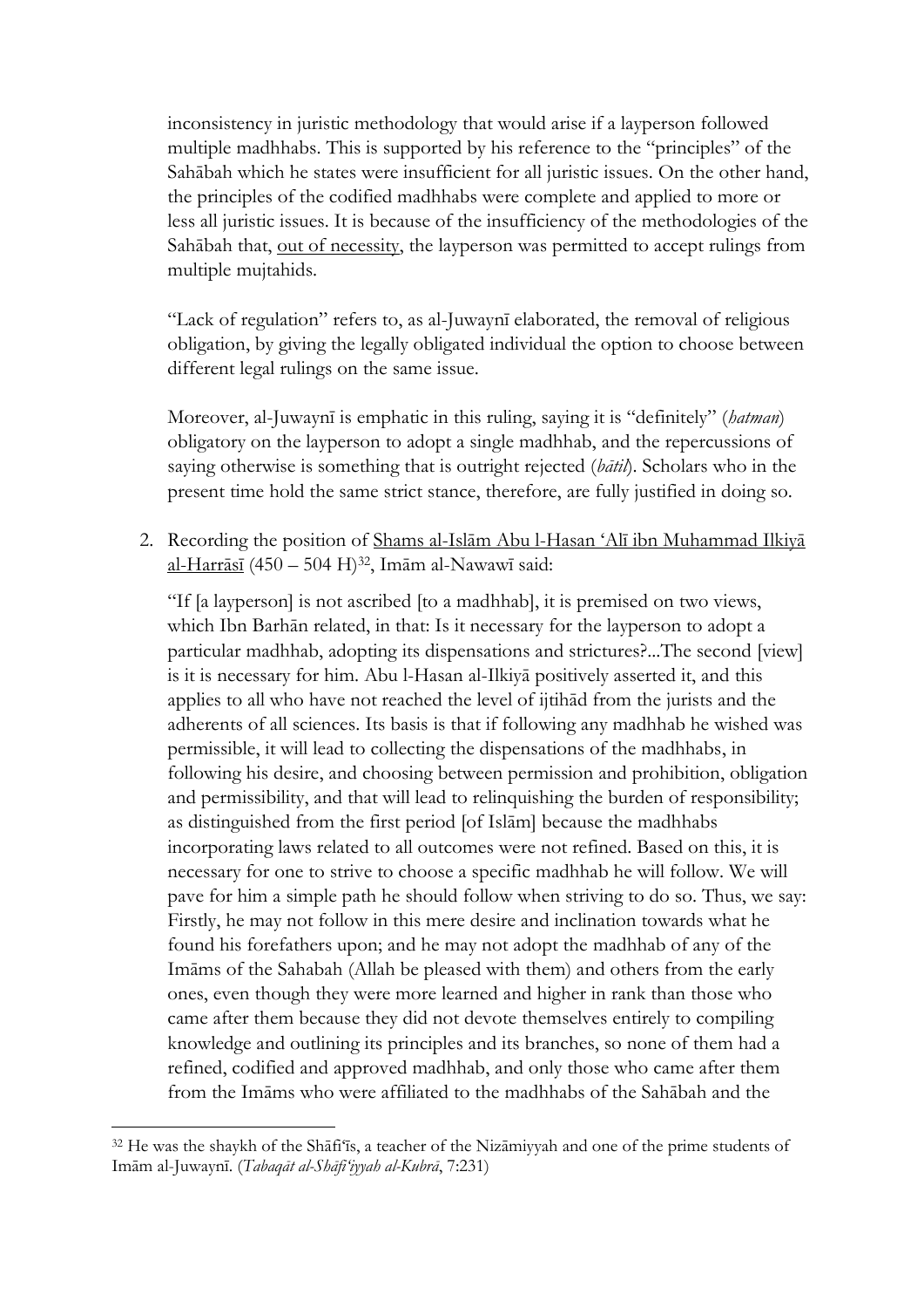inconsistency in juristic methodology that would arise if a layperson followed multiple madhhabs. This is supported by his reference to the "principles" of the Sahābah which he states were insufficient for all juristic issues. On the other hand, the principles of the codified madhhabs were complete and applied to more or less all juristic issues. It is because of the insufficiency of the methodologies of the Sahābah that, <u>out of necessity</u>, the layperson was permitted to accept rulings from multiple mujtahids.

"Lack of regulation" refers to, as al-Juwaynī elaborated, the removal of religious obligation, by giving the legally obligated individual the option to choose between different legal rulings on the same issue.

Moreover, al-Juwaynī is emphatic in this ruling, saying it is "definitely" (*hatman*) obligatory on the layperson to adopt a single madhhab, and the repercussions of saying otherwise is something that is outright rejected (*bātil*). Scholars who in the present time hold the same strict stance, therefore, are fully justified in doing so.

2. Recording the position of <u>Shams al-Islām Abu l-Hasan ʿAlī ibn Muhammad Ilkiyā al-Harrāsī</u> (450 – 504 H)[32], Imām al-Nawawī said:

   "If [a layperson] is not ascribed [to a madhhab], it is premised on two views, which Ibn Barhān related, in that: Is it necessary for the layperson to adopt a particular madhhab, adopting its dispensations and strictures?...The second [view] is it is necessary for him. Abu l-Hasan al-Ilkiyā positively asserted it, and this applies to all who have not reached the level of ijtihād from the jurists and the adherents of all sciences. Its basis is that if following any madhhab he wished was permissible, it will lead to collecting the dispensations of the madhhabs, in following his desire, and choosing between permission and prohibition, obligation and permissibility, and that will lead to relinquishing the burden of responsibility; as distinguished from the first period [of Islām] because the madhhabs incorporating laws related to all outcomes were not refined. Based on this, it is necessary for one to strive to choose a specific madhhab he will follow. We will pave for him a simple path he should follow when striving to do so. Thus, we say: Firstly, he may not follow in this mere desire and inclination towards what he found his forefathers upon; and he may not adopt the madhhab of any of the Imāms of the Sahabah (Allah be pleased with them) and others from the early ones, even though they were more learned and higher in rank than those who came after them because they did not devote themselves entirely to compiling knowledge and outlining its principles and its branches, so none of them had a refined, codified and approved madhhab, and only those who came after them from the Imāms who were affiliated to the madhhabs of the Sahābah and the

---

[32] He was the shaykh of the Shāfiʿīs, a teacher of the Nizāmiyyah and one of the prime students of Imām al-Juwaynī. (*Tabaqāt al-Shāfiʿiyyah al-Kubrā*, 7:231)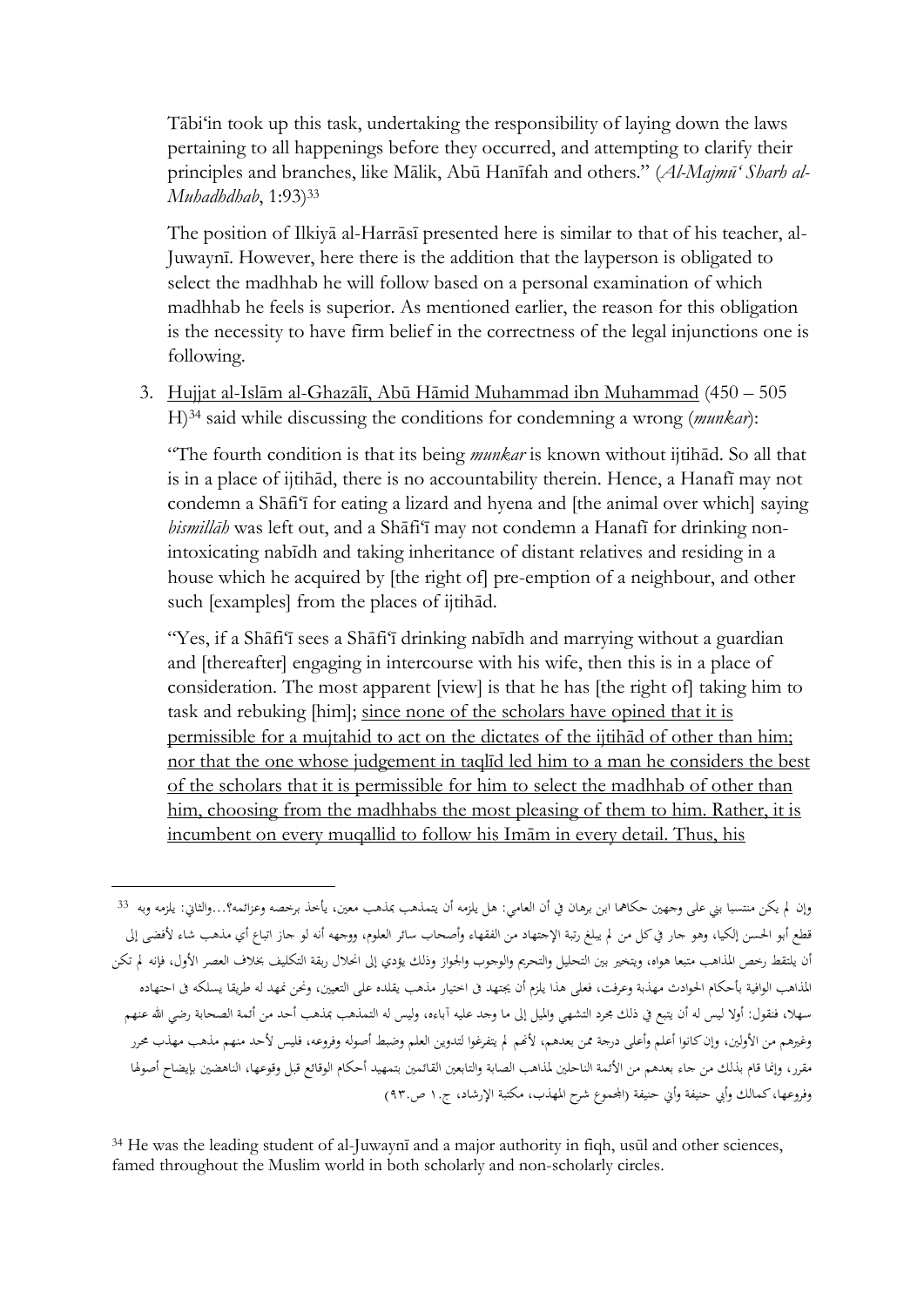Tābi'īn took up this task, undertaking the responsibility of laying down the laws pertaining to all happenings before they occurred, and attempting to clarify their principles and branches, like Mālik, Abū Hanīfah and others." (*Al-Majmū' Sharh al-Muhadhdhab*, 1:93)[33]

The position of Ilkiyā al-Harrāsī presented here is similar to that of his teacher, al-Juwaynī. However, here there is the addition that the layperson is obligated to select the madhhab he will follow based on a personal examination of which madhhab he feels is superior. As mentioned earlier, the reason for this obligation is the necessity to have firm belief in the correctness of the legal injunctions one is following.

3. Hujjat al-Islām al-Ghazālī, Abū Hāmid Muhammad ibn Muhammad (450 – 505 H)[34] said while discussing the conditions for condemning a wrong (*munkar*):

   "The fourth condition is that its being *munkar* is known without ijtihād. So all that is in a place of ijtihād, there is no accountability therein. Hence, a Hanafī may not condemn a Shāfi'ī for eating a lizard and hyena and [the animal over which] saying *bismillāh* was left out, and a Shāfi'ī may not condemn a Hanafī for drinking non-intoxicating nabīdh and taking inheritance of distant relatives and residing in a house which he acquired by [the right of] pre-emption of a neighbour, and other such [examples] from the places of ijtihād.

   "Yes, if a Shāfi'ī sees a Shāfi'ī drinking nabīdh and marrying without a guardian and [thereafter] engaging in intercourse with his wife, then this is in a place of consideration. The most apparent [view] is that he has [the right of] taking him to task and rebuking [him]; <u>since none of the scholars have opined that it is permissible for a mujtahid to act on the dictates of the ijtihād of other than him; nor that the one whose judgement in taqlīd led him to a man he considers the best of the scholars that it is permissible for him to select the madhhab of other than him, choosing from the madhhabs the most pleasing of them to him. Rather, it is incumbent on every muqallid to follow his Imām in every detail. Thus, his</u>

---

[33] وإن لم يكن منتسبا بني على وجهين حكاهما ابن برهان في أن العامي: هل يلزمه أن يتمذهب بمذهب معين، يأخذ برخصه وعزائمه؟...والثاني: يلزمه وبه قطع أبو الحسن إلكيا، وهو جار في كل من لم يبلغ رتبة الإجتهاد من الفقهاء وأصحاب سائر العلوم، ووجهه أنه لو جاز اتباع أي مذهب شاء لأفضى إلى أن يلتقط رخص المذاهب متبعا هواه، ويتخير بين التحليل والتحريم والوجوب والجواز وذلك يؤدي إلى انحلال ربقة التكليف بخلاف العصر الأول، فإنه لم تكن المذاهب الوافية بأحكام الحوادث مهذبة وعرفت، فعلى هذا يلزم أن يجتهد في اختيار مذهب يقلده على التعيين، ونحن نمهد له طريقا يسلكه في اجتهاده سهلا، فنقول: أولا ليس له أن يتبع في ذلك مجرد التشهي والميل إلى ما وجد عليه آباءه، وليس له التمذهب بمذهب أحد من أئمة الصحابة رضي الله عنهم وغيرهم من الأولين، وإن كانوا أعلم وأعلى درجة ممن بعدهم، لأنهم لم يتفرغوا لتدوين العلم وضبط أصوله وفروعه، فليس لأحد منهم مذهب مهذب محرر مقرر، وإنما قام بذلك من جاء بعدهم من الأئمة الناحلين لمذاهب الصابة والتابعين القائمين بتمهيد أحكام الوقائع قبل وقوعها، الناهضين بإيضاح أصولها وفروعها، كمالك وأبي حنيفة (المجموع شرح المهذب، مكتبة الإرشاد، ج.١ ص.٩٣)

[34] He was the leading student of al-Juwaynī and a major authority in fiqh, usūl and other sciences, famed throughout the Muslim world in both scholarly and non-scholarly circles.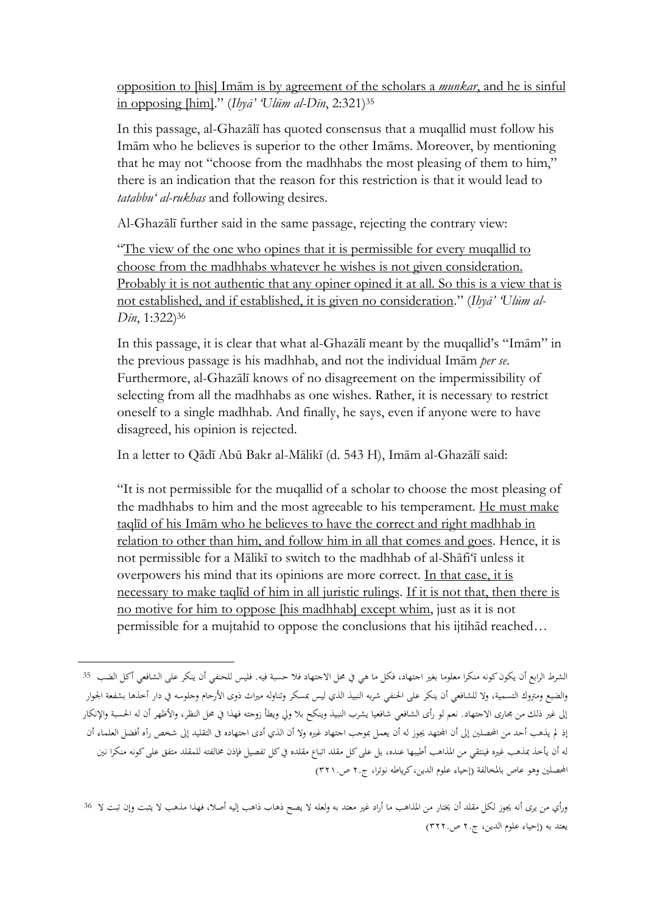opposition to [his] Imām is by agreement of the scholars a *munkar*, and he is sinful in opposing [him]." (*Iḥyā' 'Ulūm al-Dīn*, 2:321)[35]

In this passage, al-Ghazālī has quoted consensus that a muqallid must follow his Imām who he believes is superior to the other Imāms. Moreover, by mentioning that he may not "choose from the madhhabs the most pleasing of them to him," there is an indication that the reason for this restriction is that it would lead to *tatabbu' al-rukhas* and following desires.

Al-Ghazālī further said in the same passage, rejecting the contrary view:

"The view of the one who opines that it is permissible for every muqallid to choose from the madhhabs whatever he wishes is not given consideration. Probably it is not authentic that any opiner opined it at all. So this is a view that is not established, and if established, it is given no consideration." (*Iḥyā' 'Ulūm al-Dīn*, 1:322)[36]

In this passage, it is clear that what al-Ghazālī meant by the muqallid's "Imām" in the previous passage is his madhhab, and not the individual Imām *per se*. Furthermore, al-Ghazālī knows of no disagreement on the impermissibility of selecting from all the madhhabs as one wishes. Rather, it is necessary to restrict oneself to a single madhhab. And finally, he says, even if anyone were to have disagreed, his opinion is rejected.

In a letter to Qāḍī Abū Bakr al-Mālikī (d. 543 H), Imām al-Ghazālī said:

"It is not permissible for the muqallid of a scholar to choose the most pleasing of the madhhabs to him and the most agreeable to his temperament. He must make taqlīd of his Imām who he believes to have the correct and right madhhab in relation to other than him, and follow him in all that comes and goes. Hence, it is not permissible for a Mālikī to switch to the madhhab of al-Shāfi'ī unless it overpowers his mind that its opinions are more correct. In that case, it is necessary to make taqlīd of him in all juristic rulings. If it is not that, then there is no motive for him to oppose [his madhhab] except whim, just as it is not permissible for a mujtahid to oppose the conclusions that his ijtihād reached…

---

[35] الشرط الرابع أن يكون كونه منكرا معلوما بغير اجتهاد، فكل ما هي في محل الاجتهاد فلا حسبة فيه. فليس للحنفي أن ينكر على الشافعي أكل الضب والضبع ومتروك التسمية، ولا للشافعي أن ينكر على الحنفي شربه النبيذ الذي ليس بمسكر وتناوله ميراث ذوى الأرحام وجلوسه في دار أخذها بشفعة الجوار إلى غير ذلك من مجارى الاجتهاد. نعم لو رأى الشافعي شافعيا يشرب النبيذ وينكح بلا ولي ويطأ زوجته فهذا في محل النظر، والأظهر أن له الحسبة والإنكار إذ لم يذهب أحد من المحصلين إلى أن المجتهد يجوز له أن يعمل بموجب اجتهاد غيره ولا أن الذي أدى اجتهاده فى التقليد إلى شخص رآه أفضل العلماء أن له أن يأخذ بمذهب غيره فينتقي من المذاهب أطيبها عنده، بل على كل مقلد اتباع مقلده في كل تفصيل فإذن مخالفته للمقلد متفق على كونه منكرا نين المحصلين وهو عاص بالمخالفة (إحياء علوم الدين، كرياطه نوترا، ج.٢ ص.٣٢١)

[36] ورأي من يرى أنه يجوز لكل مقلد أن يختار من المذاهب ما أراد غير معتد به ولعله لا يصح ذهاب ذاهب إليه أصلا، فهذا مذهب لا يثبت وإن ثبت لا يعتد به (إحياء علوم الدين، ج.٢ ص.٣٢٢)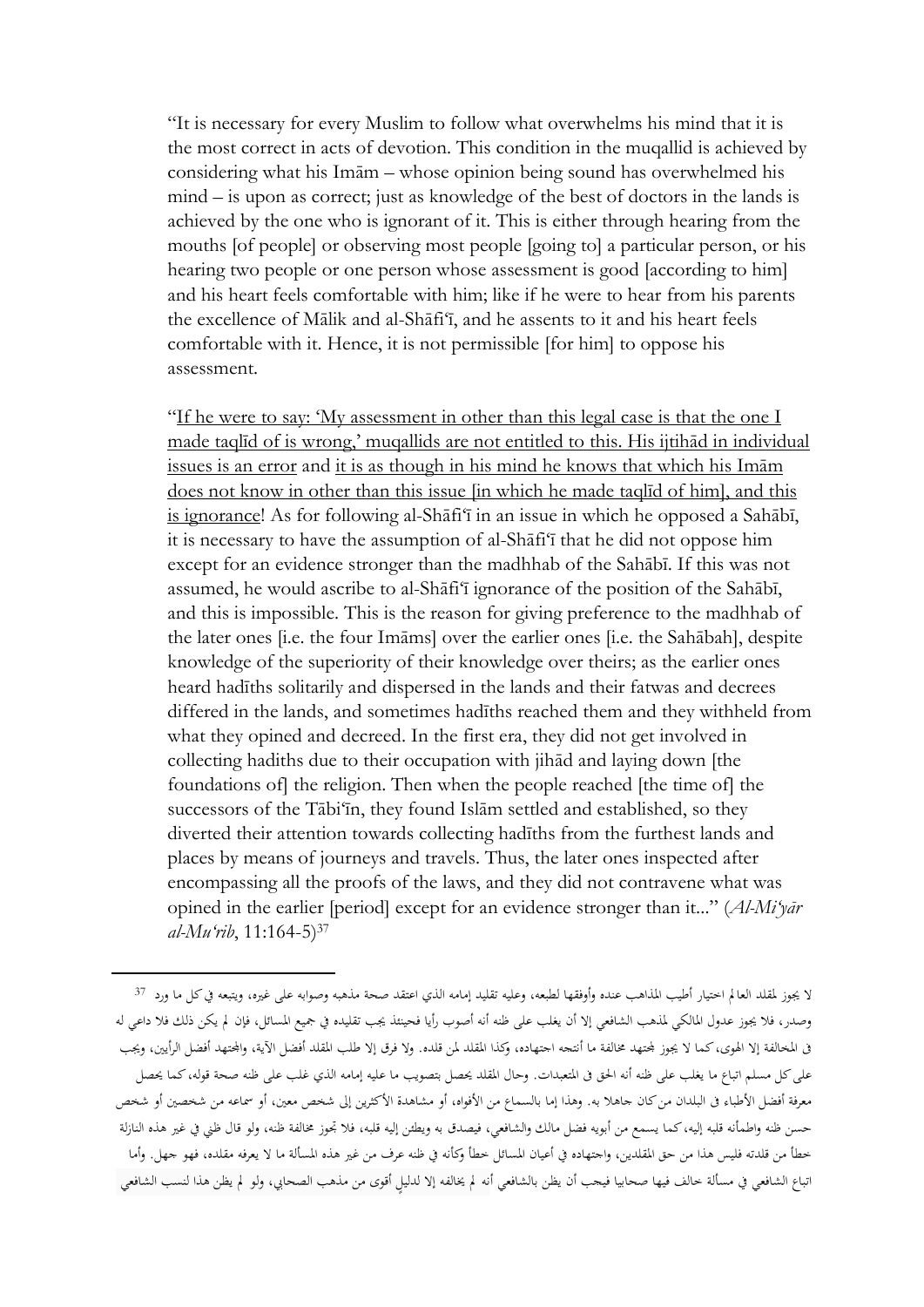"It is necessary for every Muslim to follow what overwhelms his mind that it is the most correct in acts of devotion. This condition in the muqallid is achieved by considering what his Imām – whose opinion being sound has overwhelmed his mind – is upon as correct; just as knowledge of the best of doctors in the lands is achieved by the one who is ignorant of it. This is either through hearing from the mouths [of people] or observing most people [going to] a particular person, or his hearing two people or one person whose assessment is good [according to him] and his heart feels comfortable with him; like if he were to hear from his parents the excellence of Mālik and al-Shāfiʿī, and he assents to it and his heart feels comfortable with it. Hence, it is not permissible [for him] to oppose his assessment.

"<u>If he were to say: 'My assessment in other than this legal case is that the one I made taqlīd of is wrong,' muqallids are not entitled to this. His ijtihād in individual issues is an error</u> and <u>it is as though in his mind he knows that which his Imām does not know in other than this issue [in which he made taqlīd of him], and this is ignorance</u>! As for following al-Shāfiʿī in an issue in which he opposed a Sahābī, it is necessary to have the assumption of al-Shāfiʿī that he did not oppose him except for an evidence stronger than the madhhab of the Sahābī. If this was not assumed, he would ascribe to al-Shāfiʿī ignorance of the position of the Sahābī, and this is impossible. This is the reason for giving preference to the madhhab of the later ones [i.e. the four Imāms] over the earlier ones [i.e. the Sahābah], despite knowledge of the superiority of their knowledge over theirs; as the earlier ones heard hadīths solitarily and dispersed in the lands and their fatwas and decrees differed in the lands, and sometimes hadīths reached them and they withheld from what they opined and decreed. In the first era, they did not get involved in collecting hadiths due to their occupation with jihād and laying down [the foundations of] the religion. Then when the people reached [the time of] the successors of the Tābiʿīn, they found Islām settled and established, so they diverted their attention towards collecting hadīths from the furthest lands and places by means of journeys and travels. Thus, the later ones inspected after encompassing all the proofs of the laws, and they did not contravene what was opined in the earlier [period] except for an evidence stronger than it..." (*Al-Miʿyār al-Muʿrib*, 11:164-5)[37]

---

[37] لا يجوز لمقلد العالم اختيار أطيب المذاهب عنده وأوفقها لطبعه، وعليه تقليد إمامه الذي اعتقد صحة مذهبه وصوابه على غيره، ويتبعه في كل ما ورد وصدر، فلا يجوز عدول المالكي لمذهب الشافعي إلا أن يغلب على ظنه أنه أصوب رأيا فحينئذ يجب تقليده في جميع المسائل، فإن لم يكن ذلك فلا داعي له في المخالفة إلا الهوى، كما لا يجوز لمجتهد مخالفة ما أنتجه اجتهاده، وكذا المقلد لمن قلده. ولا فرق إلا طلب المقلد أفضل الآية، والمجتهد أفضل الرأيين، ويجب على كل مسلم اتباع ما يغلب على ظنه أنه الحق في المتعبدات. وحال المقلد يحصل بتصويب ما عليه إمامه الذي غلب على ظنه صحة قوله، كما يحصل معرفة أفضل الأطباء في البلدان من كان جاهلا به. وهذا إما بالسماع من الأفواه، أو مشاهدة الأكثرين إلى شخص معين، أو سماعه من شخصين أو شخص حسن ظنه واطمأنه قلبه إليه، كما يسمع من أبويه فضل مالك والشافعي، فيصدق به ويطئن إليه قلبه، فلا تجوز مخالفة ظنه، ولو قال ظني في غير هذه النازلة خطأ من قلدته فليس هذا من حق المقلدين، واجتهاده في أعيان المسائل خطأ وكأنه في ظنه عرف من غير هذه المسألة ما لا يعرفه مقلده، فهو جهل. وأما اتباع الشافعي في مسألة خالف فيها صحابيا فيجب أن يظن بالشافعي أنه لم يخالفه إلا لدليل أقوى من مذهب الصحابي، ولو لم يظن هذا لنسب الشافعي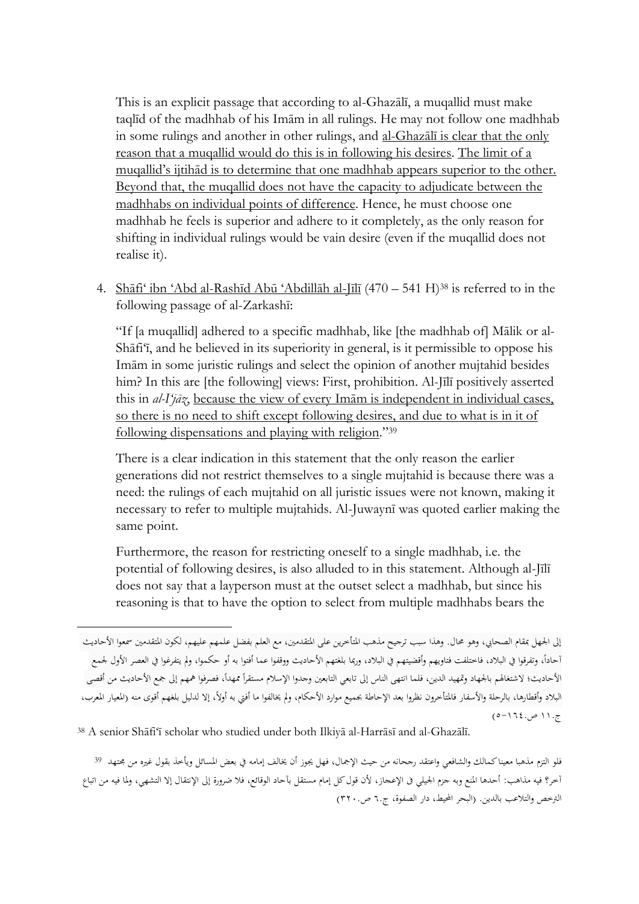This is an explicit passage that according to al-Ghazālī, a muqallid must make taqlīd of the madhhab of his Imām in all rulings. He may not follow one madhhab in some rulings and another in other rulings, and al-Ghazālī is clear that the only reason that a muqallid would do this is in following his desires. The limit of a muqallid's ijtihād is to determine that one madhhab appears superior to the other. Beyond that, the muqallid does not have the capacity to adjudicate between the madhhabs on individual points of difference. Hence, he must choose one madhhab he feels is superior and adhere to it completely, as the only reason for shifting in individual rulings would be vain desire (even if the muqallid does not realise it).

4. Shāfi' ibn 'Abd al-Rashīd Abū 'Abdillāh al-Jīlī (470 – 541 H)[38] is referred to in the following passage of al-Zarkashī:

 "If [a muqallid] adhered to a specific madhhab, like [the madhhab of] Mālik or al-Shāfi'ī, and he believed in its superiority in general, is it permissible to oppose his Imām in some juristic rulings and select the opinion of another mujtahid besides him? In this are [the following] views: First, prohibition. Al-Jīlī positively asserted this in *al-I'jāz*, because the view of every Imām is independent in individual cases, so there is no need to shift except following desires, and due to what is in it of following dispensations and playing with religion."[39]

 There is a clear indication in this statement that the only reason the earlier generations did not restrict themselves to a single mujtahid is because there was a need: the rulings of each mujtahid on all juristic issues were not known, making it necessary to refer to multiple mujtahids. Al-Juwaynī was quoted earlier making the same point.

 Furthermore, the reason for restricting oneself to a single madhhab, i.e. the potential of following desires, is also alluded to in this statement. Although al-Jīlī does not say that a layperson must at the outset select a madhhab, but since his reasoning is that to have the option to select from multiple madhhabs bears the

---

إلى الجهل بمقام الصحابي، وهو محال. وهذا سبب ترجيح مذهب المتأخرين على المتقدمين، مع العلم بفضل علمهم عليهم، لكون المتقدمين سمعوا الأحاديث آحاداً، وتفرقوا في البلاد، فاختلفت فتاويهم وأقضيتهم في البلاد، وربما بلغتهم الأحاديث ووقفوا عما أفتوا به أو حكموا، ولم يتفرغوا في العصر الأول لجمع الأحاديث؛ لاشتغالهم بالجهاد وتمهيد الدين، فلما انتهى الناس إلى تابعي التابعين وجدوا الإسلام مستقراً ممهداً، فصرفوا هممهم إلى جمع الأحاديث من أقصى البلاد وأقطارها، بالرحلة والأسفار فالمتأخرون نظروا بعد الإحاطة بجميع موارد الأحكام، ولم يخالفوا ما أفتي به أولاً، إلا لدليل بلغهم أقوى منه (المعيار المعرب، ج.١١ ص.١٦٤-٥)

[38] A senior Shāfi'ī scholar who studied under both Ilkiyā al-Harrāsī and al-Ghazālī.

[39] فلو التزم مذهبا معيناكمالك والشافعي واعتقد رجحانه من حيث الإجمال، فهل يجوز أن يخالف إمامه في بعض المسائل ويأخذ بقول غيره من مجتهد آخر؟ فيه مذاهب: أحدها المنع وبه جزم الجيلي في الإعجاز، لأن قول كل إمام مستقل بآحاد الوقائع، فلا ضرورة إلى الإنتقال إلا التشهي، ولما فيه من اتباع الترخص والتلاعب بالدين. (البحر المحيط، دار الصفوة، ج.٦ ص.٣٢٠)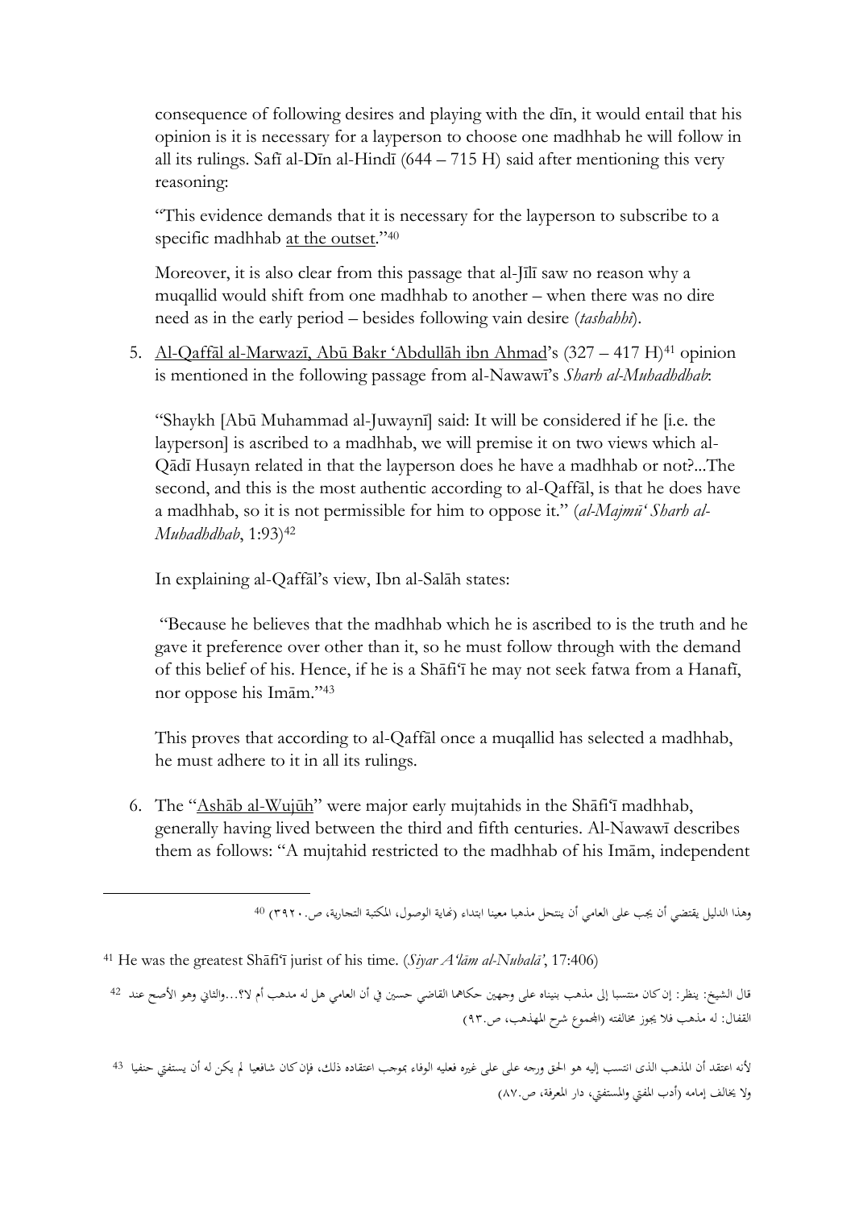consequence of following desires and playing with the dīn, it would entail that his opinion is it is necessary for a layperson to choose one madhhab he will follow in all its rulings. Safī al-Dīn al-Hindī (644 – 715 H) said after mentioning this very reasoning:

"This evidence demands that it is necessary for the layperson to subscribe to a specific madhhab <u>at the outset</u>."[40]

Moreover, it is also clear from this passage that al-Jīlī saw no reason why a muqallid would shift from one madhhab to another – when there was no dire need as in the early period – besides following vain desire (*tashahhī*).

5. <u>Al-Qaffāl al-Marwazī, Abū Bakr 'Abdullāh ibn Ahmad</u>'s (327 – 417 H)[41] opinion is mentioned in the following passage from al-Nawawī's *Sharh al-Muhadhdhab*:

   "Shaykh [Abū Muhammad al-Juwaynī] said: It will be considered if he [i.e. the layperson] is ascribed to a madhhab, we will premise it on two views which al-Qādī Husayn related in that the layperson does he have a madhhab or not?...The second, and this is the most authentic according to al-Qaffāl, is that he does have a madhhab, so it is not permissible for him to oppose it." (*al-Majmū' Sharh al-Muhadhdhab*, 1:93)[42]

   In explaining al-Qaffāl's view, Ibn al-Salāh states:

   "Because he believes that the madhhab which he is ascribed to is the truth and he gave it preference over other than it, so he must follow through with the demand of this belief of his. Hence, if he is a Shāfi'ī he may not seek fatwa from a Hanafī, nor oppose his Imām."[43]

   This proves that according to al-Qaffāl once a muqallid has selected a madhhab, he must adhere to it in all its rulings.

6. The "<u>Ashāb al-Wujūh</u>" were major early mujtahids in the Shāfi'ī madhhab, generally having lived between the third and fifth centuries. Al-Nawawī describes them as follows: "A mujtahid restricted to the madhhab of his Imām, independent

---

[40] وهذا الدليل يقتضي أن يجب على العامي أن ينتحل مذهبا معينا ابتداء (نهاية الوصول، المكتبة التجارية، ص.٣٩٢٠)

[41] He was the greatest Shāfi'ī jurist of his time. (*Siyar A'lām al-Nubalā'*, 17:406)

[42] قال الشيخ: ينظر: إن كان منتسبا إلى مذهب بنيناه على مذهب على وجهين حكاهما القاضي حسين في أن العامي هل له مذهب أم لا؟...والثاني وهو الأصح عند القفال: له مذهب فلا يجوز مخالفته (المجموع شرح المهذب، ص.٩٣)

[43] لأنه اعتقد أن المذهب الذى انتسب إليه هو الحق ورجحه على على غيره فعليه الوفاء بموجب اعتقاده ذلك، فإن كان شافعيا لم يكن له أن يستفتي حنفيا ولا يخالف إمامه (أدب المفتي والمستفتي، دار المعرفة، ص.٨٧)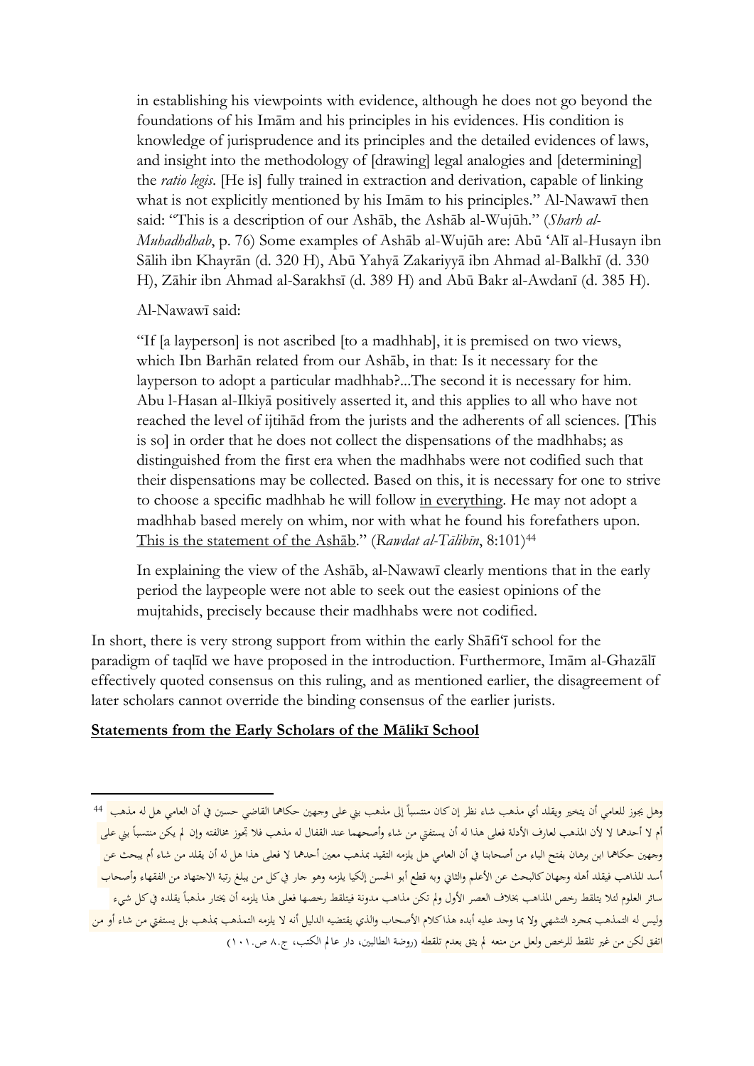in establishing his viewpoints with evidence, although he does not go beyond the foundations of his Imām and his principles in his evidences. His condition is knowledge of jurisprudence and its principles and the detailed evidences of laws, and insight into the methodology of [drawing] legal analogies and [determining] the *ratio legis*. [He is] fully trained in extraction and derivation, capable of linking what is not explicitly mentioned by his Imām to his principles." Al-Nawawī then said: "This is a description of our Ashāb, the Ashāb al-Wujūh." (*Sharh al-Muhadhdhab*, p. 76) Some examples of Ashāb al-Wujūh are: Abū 'Alī al-Husayn ibn Sālih ibn Khayrān (d. 320 H), Abū Yahyā Zakariyyā ibn Ahmad al-Balkhī (d. 330 H), Zāhir ibn Ahmad al-Sarakhsī (d. 389 H) and Abū Bakr al-Awdanī (d. 385 H).

> Al-Nawawī said:
>
> "If [a layperson] is not ascribed [to a madhhab], it is premised on two views, which Ibn Barhān related from our Ashāb, in that: Is it necessary for the layperson to adopt a particular madhhab?...The second it is necessary for him. Abu l-Hasan al-Ilkiyā positively asserted it, and this applies to all who have not reached the level of ijtihād from the jurists and the adherents of all sciences. [This is so] in order that he does not collect the dispensations of the madhhabs; as distinguished from the first era when the madhhabs were not codified such that their dispensations may be collected. Based on this, it is necessary for one to strive to choose a specific madhhab he will follow <u>in everything</u>. He may not adopt a madhhab based merely on whim, nor with what he found his forefathers upon. <u>This is the statement of the Ashāb</u>." (*Rawdat al-Tālibīn*, 8:101)[44]
>
> In explaining the view of the Ashāb, al-Nawawī clearly mentions that in the early period the laypeople were not able to seek out the easiest opinions of the mujtahids, precisely because their madhhabs were not codified.

In short, there is very strong support from within the early Shāfi'ī school for the paradigm of taqlīd we have proposed in the introduction. Furthermore, Imām al-Ghazālī effectively quoted consensus on this ruling, and as mentioned earlier, the disagreement of later scholars cannot override the binding consensus of the earlier jurists.

## **<u>Statements from the Early Scholars of the Mālikī School</u>**

---

[44] وهل يجوز للعامي أن يتخير ويقلد أي مذهب شاء نظر إن كان منتسباً إلى مذهب بني على وجهين حكاهما القاضي حسين في أن العامي هل له مذهب أم لا أحدهما لا لأن المذهب لعارف الأدلة فعلى هذا له أن يستفتي من شاء وأصحهما عند القفال له مذهب فلا تجوز مخالفته وإن لم يكن منتسباً بني على وجهين حكاهما ابن برهان بفتح الباء من أصحابنا في أن العامي هل يلزمه التقيد بمذهب معين أحدهما لا فعلى هذا هل له أن يقلد من شاء أم يبحث عن أسد المذاهب فيقلد أهله وجهان كالبحث عن الأعلم والثاني وبه قطع أبو الحسن إلكيا يلزمه وهو جار في كل من يبلغ رتبة الاجتهاد من الفقهاء وأصحاب سائر العلوم لئلا يتلقط رخص المذاهب بخلاف العصر الأول ولم تكن مذاهب مدونة فيتلقط رخصها فعلى هذا يلزمه أن يختار مذهباً يقلده في كل شيء وليس له التمذهب بمجرد التشهي ولا بما وجد عليه أبده هذا كلام الأصحاب والذي يقتضيه الدليل أنه لا يلزمه التمذهب بمذهب بل يستفتي من شاء أو من اتفق لكن من غير تلقط للرخص ولعل من منعه لم يثق بعدم تلقطه (روضة الطالبين، دار عالم الكتب، ج.٨ ص.١٠١)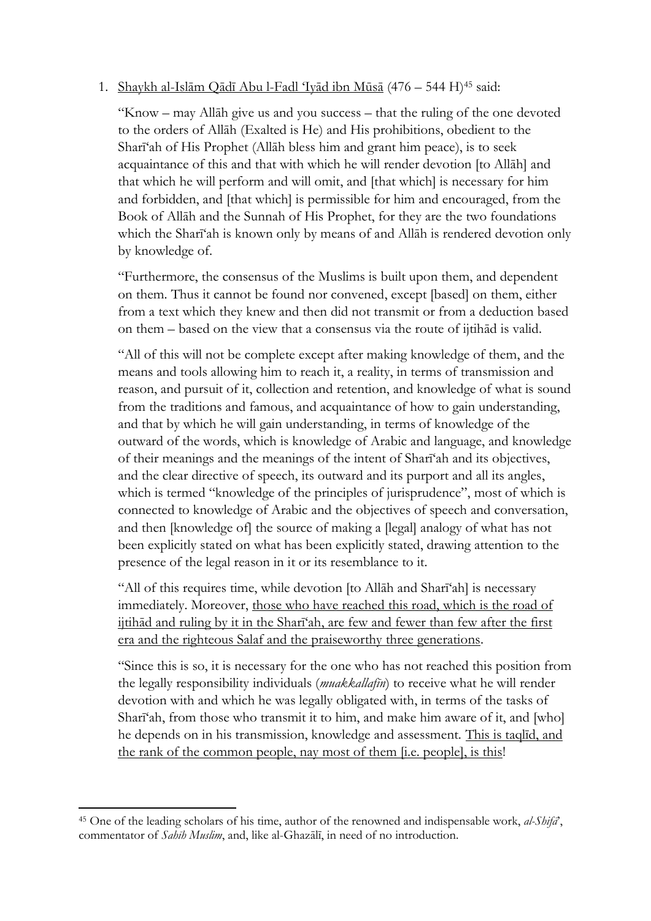1. <u>Shaykh al-Islām Qāḍī Abu l-Faḍl ʿIyāḍ ibn Mūsā</u> (476 – 544 H)[45] said:

   "Know – may Allāh give us and you success – that the ruling of the one devoted to the orders of Allāh (Exalted is He) and His prohibitions, obedient to the Sharīʿah of His Prophet (Allāh bless him and grant him peace), is to seek acquaintance of this and that with which he will render devotion [to Allāh] and that which he will perform and will omit, and [that which] is necessary for him and forbidden, and [that which] is permissible for him and encouraged, from the Book of Allāh and the Sunnah of His Prophet, for they are the two foundations which the Sharīʿah is known only by means of and Allāh is rendered devotion only by knowledge of.

   "Furthermore, the consensus of the Muslims is built upon them, and dependent on them. Thus it cannot be found nor convened, except [based] on them, either from a text which they knew and then did not transmit or from a deduction based on them – based on the view that a consensus via the route of ijtihād is valid.

   "All of this will not be complete except after making knowledge of them, and the means and tools allowing him to reach it, a reality, in terms of transmission and reason, and pursuit of it, collection and retention, and knowledge of what is sound from the traditions and famous, and acquaintance of how to gain understanding, and that by which he will gain understanding, in terms of knowledge of the outward of the words, which is knowledge of Arabic and language, and knowledge of their meanings and the meanings of the intent of Sharīʿah and its objectives, and the clear directive of speech, its outward and its purport and all its angles, which is termed "knowledge of the principles of jurisprudence", most of which is connected to knowledge of Arabic and the objectives of speech and conversation, and then [knowledge of] the source of making a [legal] analogy of what has not been explicitly stated on what has been explicitly stated, drawing attention to the presence of the legal reason in it or its resemblance to it.

   "All of this requires time, while devotion [to Allāh and Sharīʿah] is necessary immediately. Moreover, <u>those who have reached this road, which is the road of ijtihād and ruling by it in the Sharīʿah, are few and fewer than few after the first era and the righteous Salaf and the praiseworthy three generations</u>.

   "Since this is so, it is necessary for the one who has not reached this position from the legally responsibility individuals (*muakkallafīn*) to receive what he will render devotion with and which he was legally obligated with, in terms of the tasks of Sharīʿah, from those who transmit it to him, and make him aware of it, and [who] he depends on in his transmission, knowledge and assessment. <u>This is taqlīd, and the rank of the common people, nay most of them [i.e. people], is this</u>!

[45] One of the leading scholars of his time, author of the renowned and indispensable work, *al-Shifā'*, commentator of *Ṣaḥīḥ Muslim*, and, like al-Ghazālī, in need of no introduction.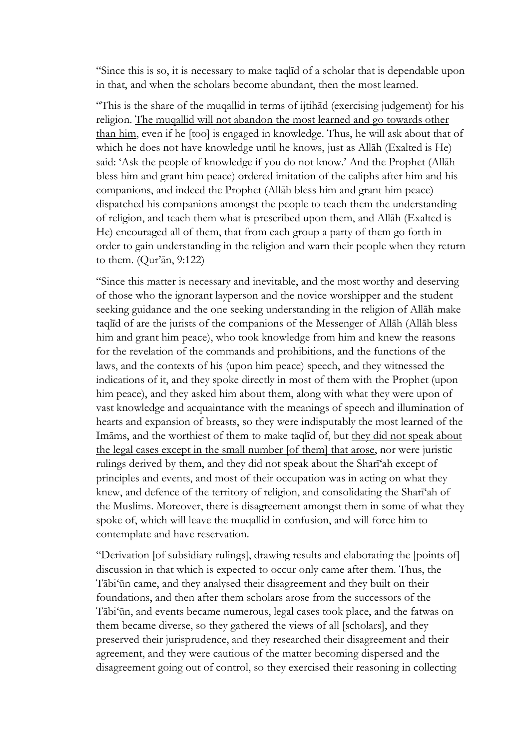"Since this is so, it is necessary to make taqlīd of a scholar that is dependable upon in that, and when the scholars become abundant, then the most learned.

"This is the share of the muqallid in terms of ijtihād (exercising judgement) for his religion. <u>The muqallid will not abandon the most learned and go towards other than him</u>, even if he [too] is engaged in knowledge. Thus, he will ask about that of which he does not have knowledge until he knows, just as Allāh (Exalted is He) said: 'Ask the people of knowledge if you do not know.' And the Prophet (Allāh bless him and grant him peace) ordered imitation of the caliphs after him and his companions, and indeed the Prophet (Allāh bless him and grant him peace) dispatched his companions amongst the people to teach them the understanding of religion, and teach them what is prescribed upon them, and Allāh (Exalted is He) encouraged all of them, that from each group a party of them go forth in order to gain understanding in the religion and warn their people when they return to them. (Qur'ān, 9:122)

"Since this matter is necessary and inevitable, and the most worthy and deserving of those who the ignorant layperson and the novice worshipper and the student seeking guidance and the one seeking understanding in the religion of Allāh make taqlīd of are the jurists of the companions of the Messenger of Allāh (Allāh bless him and grant him peace), who took knowledge from him and knew the reasons for the revelation of the commands and prohibitions, and the functions of the laws, and the contexts of his (upon him peace) speech, and they witnessed the indications of it, and they spoke directly in most of them with the Prophet (upon him peace), and they asked him about them, along with what they were upon of vast knowledge and acquaintance with the meanings of speech and illumination of hearts and expansion of breasts, so they were indisputably the most learned of the Imāms, and the worthiest of them to make taqlīd of, but <u>they did not speak about the legal cases except in the small number [of them] that arose</u>, nor were juristic rulings derived by them, and they did not speak about the Sharī'ah except of principles and events, and most of their occupation was in acting on what they knew, and defence of the territory of religion, and consolidating the Sharī'ah of the Muslims. Moreover, there is disagreement amongst them in some of what they spoke of, which will leave the muqallid in confusion, and will force him to contemplate and have reservation.

"Derivation [of subsidiary rulings], drawing results and elaborating the [points of] discussion in that which is expected to occur only came after them. Thus, the Tābi'ūn came, and they analysed their disagreement and they built on their foundations, and then after them scholars arose from the successors of the Tābi'ūn, and events became numerous, legal cases took place, and the fatwas on them became diverse, so they gathered the views of all [scholars], and they preserved their jurisprudence, and they researched their disagreement and their agreement, and they were cautious of the matter becoming dispersed and the disagreement going out of control, so they exercised their reasoning in collecting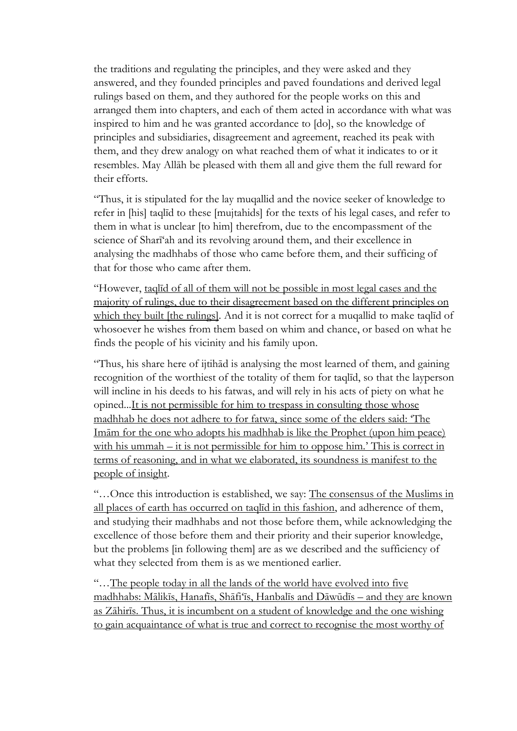the traditions and regulating the principles, and they were asked and they answered, and they founded principles and paved foundations and derived legal rulings based on them, and they authored for the people works on this and arranged them into chapters, and each of them acted in accordance with what was inspired to him and he was granted accordance to [do], so the knowledge of principles and subsidiaries, disagreement and agreement, reached its peak with them, and they drew analogy on what reached them of what it indicates to or it resembles. May Allāh be pleased with them all and give them the full reward for their efforts.

"Thus, it is stipulated for the lay muqallid and the novice seeker of knowledge to refer in [his] taqlīd to these [mujtahids] for the texts of his legal cases, and refer to them in what is unclear [to him] therefrom, due to the encompassment of the science of Sharī'ah and its revolving around them, and their excellence in analysing the madhhabs of those who came before them, and their sufficing of that for those who came after them.

"However, <u>taqlīd of all of them will not be possible in most legal cases and the majority of rulings, due to their disagreement based on the different principles on which they built [the rulings]</u>. And it is not correct for a muqallid to make taqlīd of whosoever he wishes from them based on whim and chance, or based on what he finds the people of his vicinity and his family upon.

"Thus, his share here of ijtihād is analysing the most learned of them, and gaining recognition of the worthiest of the totality of them for taqlīd, so that the layperson will incline in his deeds to his fatwas, and will rely in his acts of piety on what he opined...<u>It is not permissible for him to trespass in consulting those whose madhhab he does not adhere to for fatwa, since some of the elders said: 'The Imām for the one who adopts his madhhab is like the Prophet (upon him peace) with his ummah – it is not permissible for him to oppose him.' This is correct in terms of reasoning, and in what we elaborated, its soundness is manifest to the people of insight</u>.

"…Once this introduction is established, we say: <u>The consensus of the Muslims in all places of earth has occurred on taqlīd in this fashion</u>, and adherence of them, and studying their madhhabs and not those before them, while acknowledging the excellence of those before them and their priority and their superior knowledge, but the problems [in following them] are as we described and the sufficiency of what they selected from them is as we mentioned earlier.

"…<u>The people today in all the lands of the world have evolved into five madhhabs: Mālikīs, Hanafīs, Shāfi'īs, Hanbalīs and Dāwūdīs – and they are known as Zāhirīs. Thus, it is incumbent on a student of knowledge and the one wishing to gain acquaintance of what is true and correct to recognise the most worthy of</u>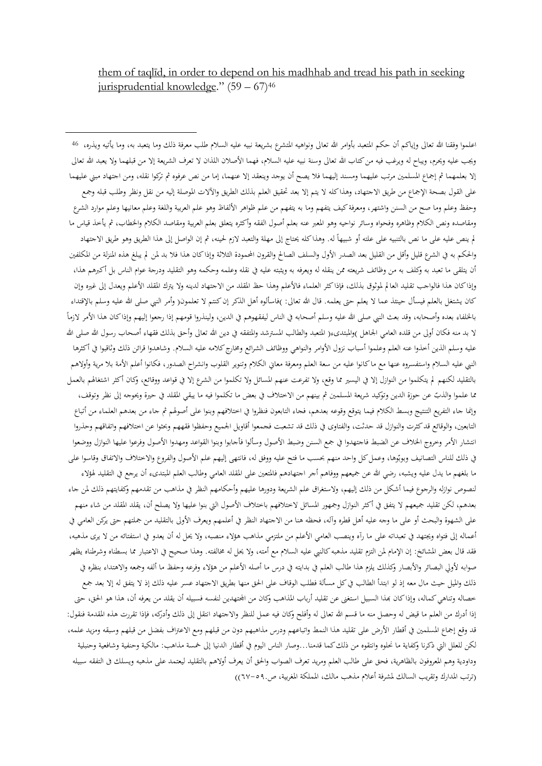them of taqlīd, in order to depend on his madhhab and tread his path in seeking jurisprudential knowledge." (59 – 67)[46]

---

[46] اعلموا وفقنا الله تعالى وإياكم أن حكم المتعبد بأوامر الله تعالى ونواهيه المتشرع بشريعة نبيه عليه السلام طلب معرفة ذلك وما يتعبد به، وما يأتيه ويذره، ويجب عليه ويحرم، ويباح له ويرغب فيه من كتاب الله تعالى وسنة نبيه عليه السلام، فهما الأصلان اللذان لا تعرف الشريعة إلا من قبلهما ولا يعبد الله تعالى إلا بعلمهما ثم إجماع المسلمين مرتب عليهما ومسند إليهما فلا يصح أن يوجد وينعقد إلا عنهما، إما من نص عرفوه ثم تركوا نقله، ومن اجتهاد مبني عليهما على القول بصحة الإجماع من طريق الاجتهاد، وهذا كله لا يتم إلا بعد تحقيق العلم بذلك الطريق والآلات الموصلة إليه من نقل ونظر وطلب قبله وجمع وحفظ وعلم وما صح من السنن واشتهر، ومعرفة كيف يتفهم وما به يتفهم من علم ظواهر الألفاظ وهو علم العربية واللغة وعلم معانيها وعلم موارد الشرع ومقاصده ونص الكلام وظاهره وفحواه وسائر نواحيه وهو المعبر عنه بعلم أصول الفقه وأكثره يتعلق بعلم العربية ومقاصد الكلام والخطاب، ثم يأخذ قياس ما لم ينص عليه على ما نص بالتنبيه على علته أو شبيهاً له. وهذا كله يحتاج إلى مهلة والتعبد لازم لحينه، ثم إن الواصل إلى هذا الطريق وهو طريق الاجتهاد والحكم به في الشرع قليل وأقل من القليل بعد الصدر الأول والسلف الصالح والقرون المحمودة الثلاثة وإذا كان هذا فلا بد لمن لم يبلغ هذه المنزلة من المكلفين أن يتلقى ما تعبد به وكلف به من وظائف شريعته ممن ينقله له ويعرفه به ويثبته عليه في نقله وعلمه وحكمه وهو التقليد ودرجة عوام الناس بل أكبرهم هذا، وإذا كان هذا فالواجب تقليد العالم الموثوق بذلك، فإذا كثر العلماء فالأعلم وهذا حظ المقلد من الاجتهاد لدينه ولا يترك المقلد الأعلم ويعدل إلى غيره وإن كان يشتغل بالعلم فيسأل حينئذ عما لا يعلم حتى يعلمه. قال الله تعالى: )فاسألوه أهل الذكر إن كنتم لا تعلمون( وأمر النبي صلى الله عليه وسلم بالإقتداء بالخلفاء بعده وأصحابه، وقد بعث النبي صلى الله عليه وسلم أصحابه في الناس ليفقهوهم في الدين، ولينذروا قومهم إذا رجعوا إليهم وإذا كان هذا الأمر لازماً لا بد منه فكان أولى من قلده العامي الجاهل )والمبتدىء( المتعبد والطالب المسترشد والمتفقه في دين الله تعالى وأحق بذلك فقهاء أصحاب رسول الله صلى الله عليه وسلم الذين أخذوا عنه العلم وعلموا أسباب نزول الأوامر والنواهي ووظائف الشرائع ومخارج كلامه عليه السلام. وشاهدوا قرائن ذلك وثاقبوا في أكثرها النبي عليه السلام واستفسروه عنها مع ما كانوا عليه من سعة العلم ومعرفة معاني الكلام وتنوير القلوب وانشراح الصدور، فكانوا أعلم الأمة بلا مرية وأولاهم بالتقليد لكنهم لم يتكلموا من النوازل إلا في اليسير مما وقع، ولا تفرعت عنهم المسائل ولا تكلموا من الشرع إلا في قواعد ووقائع، وكان أكثر اشتغالهم بالعمل مما علموا والذب عن حوزة الدين وتوكيد شريعة المسلمين ثم بينهم من الاختلاف في بعض ما تكلموا فيه ما يبقى المقلد في حيرة ويحوجه إلى نظر وتوقف، وإنما جاء التفريع التنتيج وبسط الكلام فيما يتوقع وقوعه بعدهم، فجاء التابعون فنظروا في اختلافهم وبنوا على أصولهم ثم جاء من بعدهم العلماء من أتباع التابعين، والوقائع قد كثرت والنوازل قد حدثت، والفتاوى في ذلك قد تشعبت فجمعوا أقاويل الجميع وحفظوا فقههم وبحثوا عن اختلافهم واتفاقهم وحذروا انتشار الأمر وخروج الخلاف عن الضبط فاجتهدوا في جمع السنن وضبط الأصول وسألوا فأجابوا وبنوا القواعد ومهدوا الأصول وفرعوا عليها النوازل ووضعوا في ذلك للناس التصانيف وبوبوها، وعمل كل واحد منهم بحسب ما فتح عليه ووفق له، فانتهى إليهم علم الأصول والفروع والاختلاف والاتفاق وقاسوا على ما بلغهم ما يدل عليه ويشبه، رضي الله عن جميعهم ووفاهم أجر اجتهادهم فالمتعين على المقلد العامي وطالب العلم المبتدىء أن يرجع في التقليد لهؤلاء لنصوص نوازله والرجوع فيما أشكل من ذلك إليهم، ولاستغراق علم الشريعة ودورها عليهم وأحكامهم النظر في مذاهب من تقدمهم وكفايتهم ذلك لمن جاء بعدهم، لكن تقليد جميعهم لا يتفق في أكثر النوازل وجمهور المسائل لاختلافهم باختلاف الأصول التي بنوا عليها ولا يصلح أن، يقلد المقلد من شاء منهم على الشهوة والبحث أو على ما وجه عليه أهل قطره وآله، فحظه هنا من الاجتهاد النظر في أعلمهم ويعرف الأولى بالتقليد من جملتهم حتى يركن العامي في أعماله إلى فتواه ويجتهد في تعبداته على ما رآه وينصب العامي الأعلم من ملتزمي مذاهب هؤلاء منصبه، ولا يحل له أن يعدو في استفتائه من لا يرى مذهبه، فقد قال بعض المشايخ: إن الإمام لمن التزم تقليد مذهبه كالنبي عليه السلام مع أمته، ولا يحل له مخالفته. وهذا صحيح في الاعتبار مما بسطناه وشرطناه يظهر صوابه لأولي البصائر والأبصار وكذلك يلزم هذا طالب العلم في بدايته في درس ما أصله الأعلم من هؤلاء وفرعه وحفظ ما ألفه وجمعه والاهتداء بنظره في ذلك والميل حيث مال معه إذ لو ابتدأ الطالب في كل مسألة فطلب الوقاف على الحق منها بطريق الاجتهاد عسر عليه ذلك إذ لا يتفق له إلا بعد جمع خصاله وتناهي كماله، وإذا كان بهذا السبيل استغنى عن تقليد أرباب المذاهب وكان من المجتهدين لنفسه فسبيله أن يقلد من يعرفه أن، هذا هو الحق، حتى إذا أدرك من العلم ما قيض له وحصل منه ما قسم الله تعالى له وأفلح وكان فيه عمل للنظر والاجتهاد انتقل إلى ذلك وأدركه، فإذا تقررت هذه المقدمة فنقول: قد وقع إجماع المسلمين في أقطار الأرض على تقليد هذا النمط واتباعهم ودرس مذاهبهم دون من قبلهم ومع الاعتراف بفضل من قبلهم وسبقه ومزيد علمه، لكن للعلل التي ذكرنا وكفاية ما نحلوه وانتقوه من ذلك كما قدمنا...وصار الناس اليوم في أقطار الدنيا إلى خمسة مذاهب: مالكية وحنفية وشافعية وحنبلية وداودية وهم المعروفون بالظاهرية، فحق على طالب العلم ومريد تعرف الصواب والحق أن يعرف أولاهم بالتقليد ليعتمد على مذهبه ويسلك في التفقه سبيله (ترتب المدارك وتقريب السالك لمشرفة أعلام مذهب مالك، المملكة المغربية، ص.٥٩-٦٧))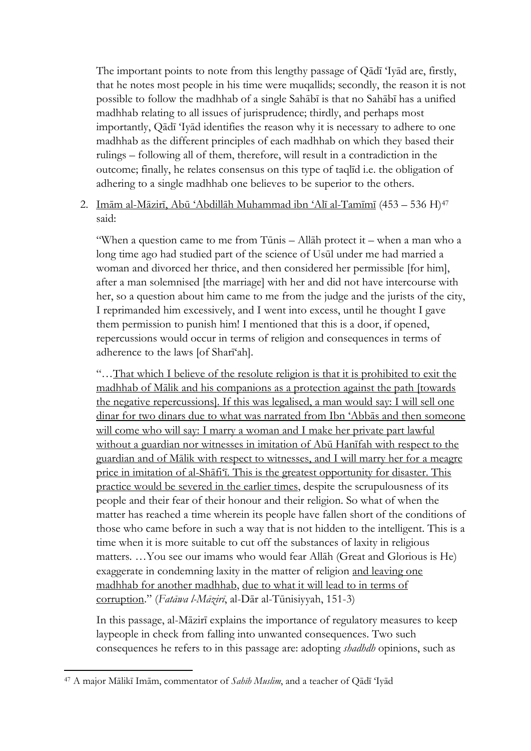The important points to note from this lengthy passage of Qādī 'Iyād are, firstly, that he notes most people in his time were muqallids; secondly, the reason it is not possible to follow the madhhab of a single Sahābī is that no Sahābī has a unified madhhab relating to all issues of jurisprudence; thirdly, and perhaps most importantly, Qādī 'Iyād identifies the reason why it is necessary to adhere to one madhhab as the different principles of each madhhab on which they based their rulings – following all of them, therefore, will result in a contradiction in the outcome; finally, he relates consensus on this type of taqlīd i.e. the obligation of adhering to a single madhhab one believes to be superior to the others.

2. <u>Imām al-Māzirī, Abū 'Abdillāh Muhammad ibn 'Alī al-Tamīmī</u> (453 – 536 H)[47] said:

   "When a question came to me from Tūnis – Allāh protect it – when a man who a long time ago had studied part of the science of Usūl under me had married a woman and divorced her thrice, and then considered her permissible [for him], after a man solemnised [the marriage] with her and did not have intercourse with her, so a question about him came to me from the judge and the jurists of the city, I reprimanded him excessively, and I went into excess, until he thought I gave them permission to punish him! I mentioned that this is a door, if opened, repercussions would occur in terms of religion and consequences in terms of adherence to the laws [of Sharī'ah].

   "…<u>That which I believe of the resolute religion is that it is prohibited to exit the madhhab of Mālik and his companions as a protection against the path [towards the negative repercussions]. If this was legalised, a man would say: I will sell one dinar for two dinars due to what was narrated from Ibn 'Abbās and then someone will come who will say: I marry a woman and I make her private part lawful without a guardian nor witnesses in imitation of Abū Hanīfah with respect to the guardian and of Mālik with respect to witnesses, and I will marry her for a meagre price in imitation of al-Shāfi'ī. This is the greatest opportunity for disaster. This practice would be severed in the earlier times,</u> despite the scrupulousness of its people and their fear of their honour and their religion. So what of when the matter has reached a time wherein its people have fallen short of the conditions of those who came before in such a way that is not hidden to the intelligent. This is a time when it is more suitable to cut off the substances of laxity in religious matters. …You see our imams who would fear Allāh (Great and Glorious is He) exaggerate in condemning laxity in the matter of religion <u>and leaving one madhhab for another madhhab</u>, <u>due to what it will lead to in terms of corruption</u>." (*Fatāwa l-Māzirī*, al-Dār al-Tūnisiyyah, 151-3)

   In this passage, al-Māzirī explains the importance of regulatory measures to keep laypeople in check from falling into unwanted consequences. Two such consequences he refers to in this passage are: adopting *shadhdh* opinions, such as

[47] A major Mālikī Imām, commentator of *Sahīh Muslim*, and a teacher of Qādī 'Iyād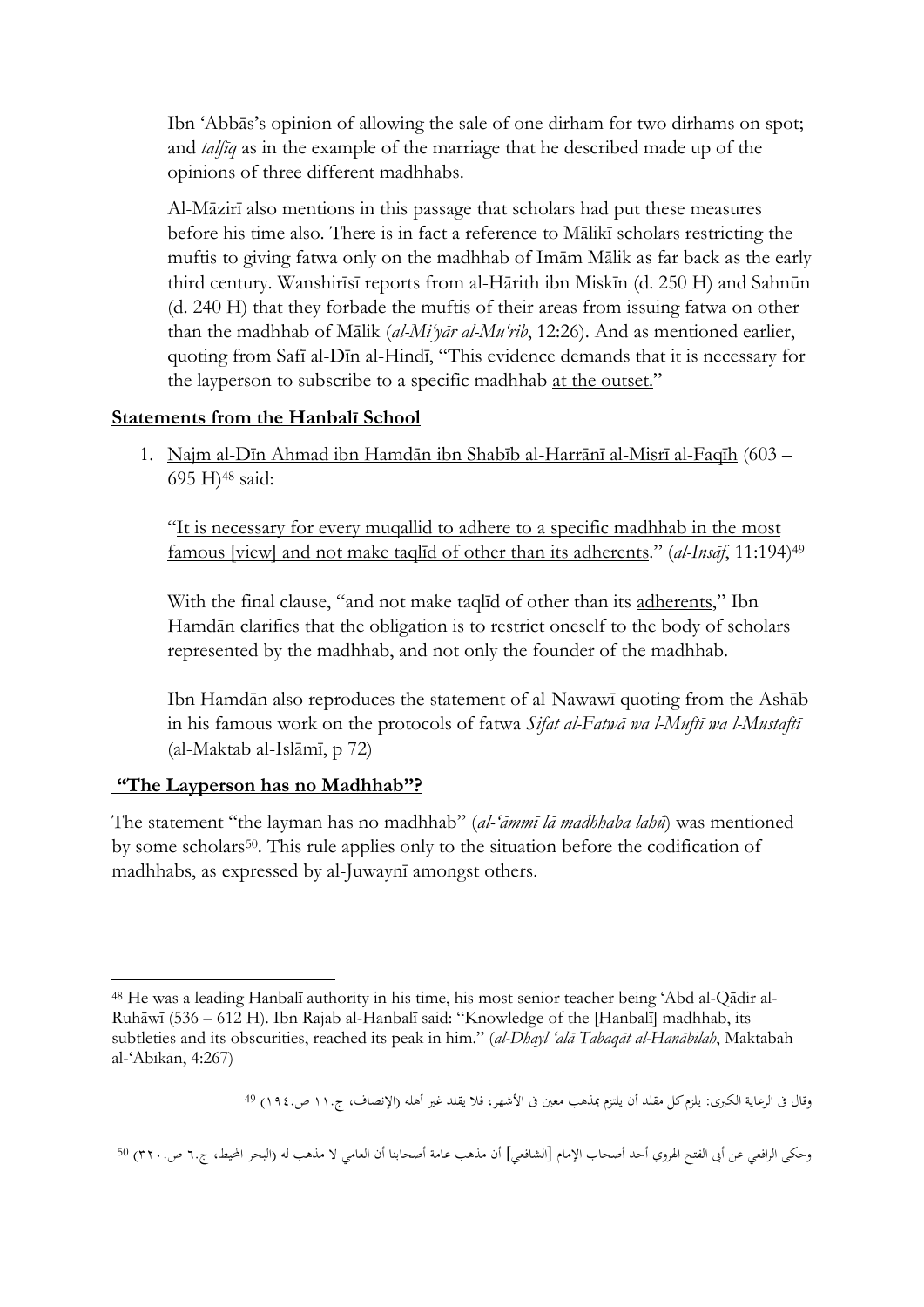Ibn 'Abbās's opinion of allowing the sale of one dirham for two dirhams on spot; and *talfīq* as in the example of the marriage that he described made up of the opinions of three different madhhabs.

Al-Māzirī also mentions in this passage that scholars had put these measures before his time also. There is in fact a reference to Mālikī scholars restricting the muftis to giving fatwa only on the madhhab of Imām Mālik as far back as the early third century. Wanshirīsī reports from al-Hārith ibn Miskīn (d. 250 H) and Sahnūn (d. 240 H) that they forbade the muftis of their areas from issuing fatwa on other than the madhhab of Mālik (*al-Mi'yār al-Mu'rib*, 12:26). And as mentioned earlier, quoting from Safī al-Dīn al-Hindī, "This evidence demands that it is necessary for the layperson to subscribe to a specific madhhab <u>at the outset.</u>"

## Statements from the Hanbalī School

1. <u>Najm al-Dīn Ahmad ibn Hamdān ibn Shabīb al-Harrānī al-Misrī al-Faqīh</u> (603 – 695 H)[48] said:

   "<u>It is necessary for every muqallid to adhere to a specific madhhab in the most famous [view] and not make taqlīd of other than its adherents</u>." (*al-Insāf*, 11:194)[49]

   With the final clause, "and not make taqlīd of other than its <u>adherents</u>," Ibn Hamdān clarifies that the obligation is to restrict oneself to the body of scholars represented by the madhhab, and not only the founder of the madhhab.

   Ibn Hamdān also reproduces the statement of al-Nawawī quoting from the Ashāb in his famous work on the protocols of fatwa *Sifat al-Fatwā wa l-Muftī wa l-Mustaftī* (al-Maktab al-Islāmī, p 72)

## "The Layperson has no Madhhab"?

The statement "the layman has no madhhab" (*al-'āmmī lā madhhaba lahū*) was mentioned by some scholars[50]. This rule applies only to the situation before the codification of madhhabs, as expressed by al-Juwaynī amongst others.

---

[48] He was a leading Hanbalī authority in his time, his most senior teacher being 'Abd al-Qādir al-Ruhāwī (536 – 612 H). Ibn Rajab al-Hanbalī said: "Knowledge of the [Hanbalī] madhhab, its subtleties and its obscurities, reached its peak in him." (*al-Dhayl 'alā Tabaqāt al-Hanābilah*, Maktabah al-'Abīkān, 4:267)

[49] وقال في الرعاية الكبرى: يلزم كل مقلد أن يلتزم بمذهب معين في الأشهر، فلا يقلد غير أهله (الإنصاف، ج.١١ ص.١٩٤)

[50] وحكى الرافعي عن أبي الفتح الهروي أحد أصحاب الإمام [الشافعي] أن مذهب عامة أصحابنا أن العامي لا مذهب له (البحر المحيط، ج.٦ ص.٣٢٠)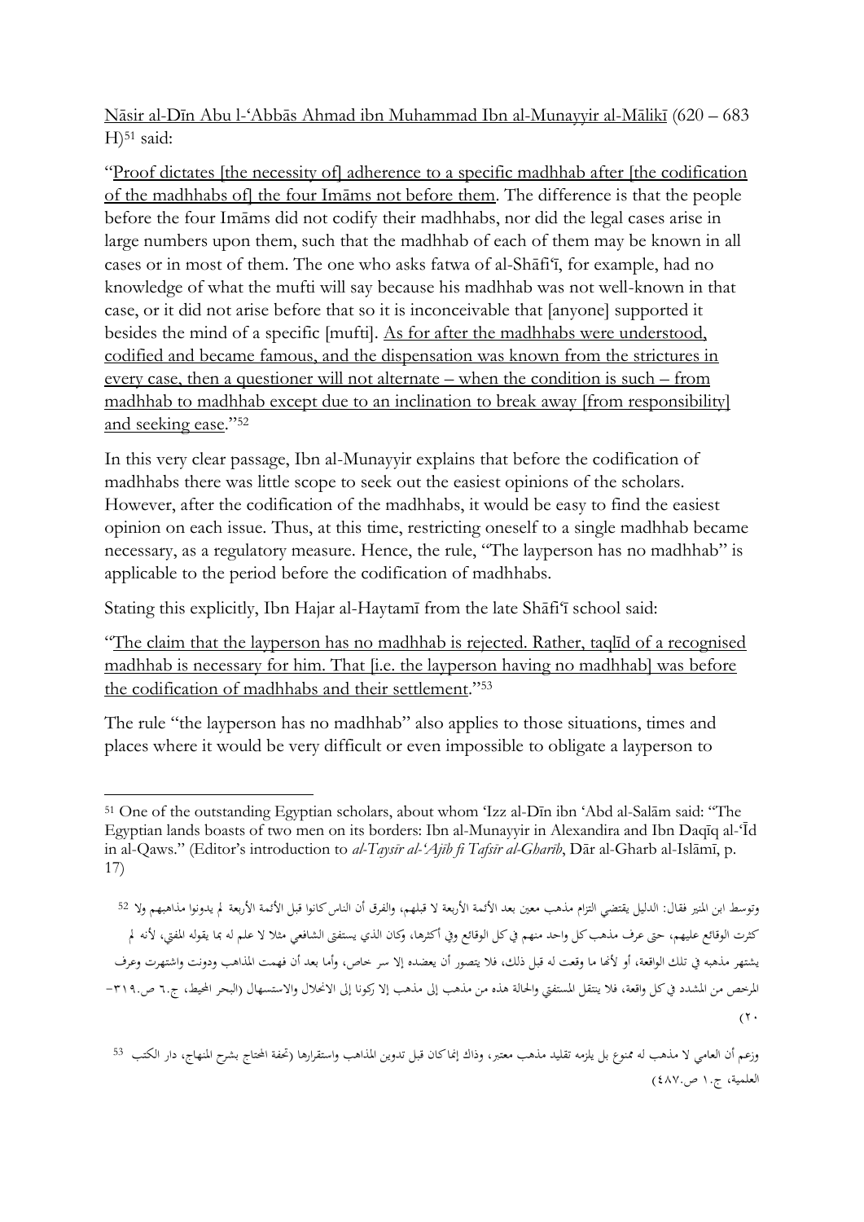Nāsir al-Dīn Abu l-ʿAbbās Ahmad ibn Muhammad Ibn al-Munayyir al-Mālikī (620 – 683 H)[51] said:

"Proof dictates [the necessity of] adherence to a specific madhhab after [the codification of the madhhabs of] the four Imāms not before them. The difference is that the people before the four Imāms did not codify their madhhabs, nor did the legal cases arise in large numbers upon them, such that the madhhab of each of them may be known in all cases or in most of them. The one who asks fatwa of al-Shāfiʿī, for example, had no knowledge of what the mufti will say because his madhhab was not well-known in that case, or it did not arise before that so it is inconceivable that [anyone] supported it besides the mind of a specific [mufti]. As for after the madhhabs were understood, codified and became famous, and the dispensation was known from the strictures in every case, then a questioner will not alternate – when the condition is such – from madhhab to madhhab except due to an inclination to break away [from responsibility] and seeking ease."[52]

In this very clear passage, Ibn al-Munayyir explains that before the codification of madhhabs there was little scope to seek out the easiest opinions of the scholars. However, after the codification of the madhhabs, it would be easy to find the easiest opinion on each issue. Thus, at this time, restricting oneself to a single madhhab became necessary, as a regulatory measure. Hence, the rule, "The layperson has no madhhab" is applicable to the period before the codification of madhhabs.

Stating this explicitly, Ibn Hajar al-Haytamī from the late Shāfiʿī school said:

"The claim that the layperson has no madhhab is rejected. Rather, taqlīd of a recognised madhhab is necessary for him. That [i.e. the layperson having no madhhab] was before the codification of madhhabs and their settlement."[53]

The rule "the layperson has no madhhab" also applies to those situations, times and places where it would be very difficult or even impossible to obligate a layperson to

---

[51] One of the outstanding Egyptian scholars, about whom ʿIzz al-Dīn ibn ʿAbd al-Salām said: "The Egyptian lands boasts of two men on its borders: Ibn al-Munayyir in Alexandira and Ibn Daqīq al-ʿĪd in al-Qaws." (Editor's introduction to *al-Taysīr al-ʿAjīb fī Tafsīr al-Gharīb*, Dār al-Gharb al-Islāmī, p. 17)

[52] وتوسط ابن المنير فقال: الدليل يقتضي التزام مذهب معين بعد الأئمة الأربعة لا قبلهم، والفرق أن الناس كانوا قبل الأئمة الأربعة لم يدونوا مذاهبهم ولا كثرت الوقائع عليهم، حتى عرف مذهب كل واحد منهم في كل الوقائع وفي أكثرها، وكان الذي يستفتي الشافعي مثلا لا علم له بما يقوله المفتي، لأنه لم يشتهر مذهبه في تلك الواقعة، أو لأنها ما وقعت له قبل ذلك، فلا يتصور أن يعضده إلا سر خاص، وأما بعد أن فهمت المذاهب ودونت واشتهرت وعرف المرخص من المشدد في كل واقعة، فلا ينتقل المستفتي والحالة هذه من مذهب إلى مذهب إلا ركونا إلى الانحلال والاستسهال (البحر المحيط، ج.٦ ص.٣١٩-٢٠)

[53] وزعم أن العامي لا مذهب له ممنوع بل يلزمه تقليد مذهب معتبر، وذاك إنما كان قبل تدوين المذاهب واستقرارها (تحفة المحتاج بشرح المنهاج، دار الكتب العلمية، ج.١٠ ص.٤٨٧)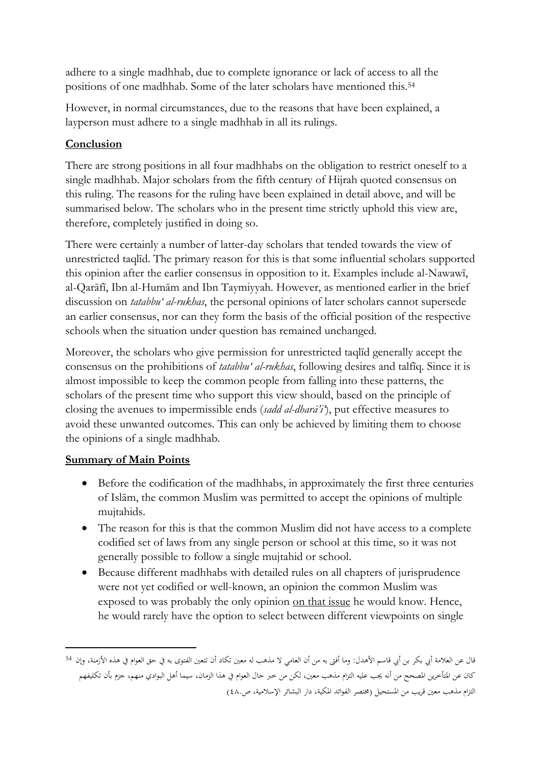adhere to a single madhhab, due to complete ignorance or lack of access to all the positions of one madhhab. Some of the later scholars have mentioned this.[54]

However, in normal circumstances, due to the reasons that have been explained, a layperson must adhere to a single madhhab in all its rulings.

## **Conclusion**

There are strong positions in all four madhhabs on the obligation to restrict oneself to a single madhhab. Major scholars from the fifth century of Hijrah quoted consensus on this ruling. The reasons for the ruling have been explained in detail above, and will be summarised below. The scholars who in the present time strictly uphold this view are, therefore, completely justified in doing so.

There were certainly a number of latter-day scholars that tended towards the view of unrestricted taqlīd. The primary reason for this is that some influential scholars supported this opinion after the earlier consensus in opposition to it. Examples include al-Nawawī, al-Qarāfī, Ibn al-Humām and Ibn Taymiyyah. However, as mentioned earlier in the brief discussion on *tatabbu' al-rukhas*, the personal opinions of later scholars cannot supersede an earlier consensus, nor can they form the basis of the official position of the respective schools when the situation under question has remained unchanged.

Moreover, the scholars who give permission for unrestricted taqlīd generally accept the consensus on the prohibitions of *tatabbu' al-rukhas*, following desires and talfīq. Since it is almost impossible to keep the common people from falling into these patterns, the scholars of the present time who support this view should, based on the principle of closing the avenues to impermissible ends (*sadd al-dharā'i'*), put effective measures to avoid these unwanted outcomes. This can only be achieved by limiting them to choose the opinions of a single madhhab.

## **Summary of Main Points**

- Before the codification of the madhhabs, in approximately the first three centuries of Islām, the common Muslim was permitted to accept the opinions of multiple mujtahids.
- The reason for this is that the common Muslim did not have access to a complete codified set of laws from any single person or school at this time, so it was not generally possible to follow a single mujtahid or school.
- Because different madhhabs with detailed rules on all chapters of jurisprudence were not yet codified or well-known, an opinion the common Muslim was exposed to was probably the only opinion on that issue he would know. Hence, he would rarely have the option to select between different viewpoints on single

---

[54] قال عن العلامة أبي بكر بن أبي قاسم الأهدل: وما أفتى به من أن العامي لا مذهب له معين تكاد أن تتعين الفتوى به في حق العوام في هذه الأزمنة، وإن كان عن المتأخرين المصحح من أنه يجب عليه التزام مذهب معين، لكن من خبر حال العوام في هذا الزمان، سيما أهل البوادي منهم، جزم بأن تكليفهم التزام مذهب معين قريب من المستحيل (مختصر الفوائد المكية، دار البشائر الإسلامية، ص.٤٨)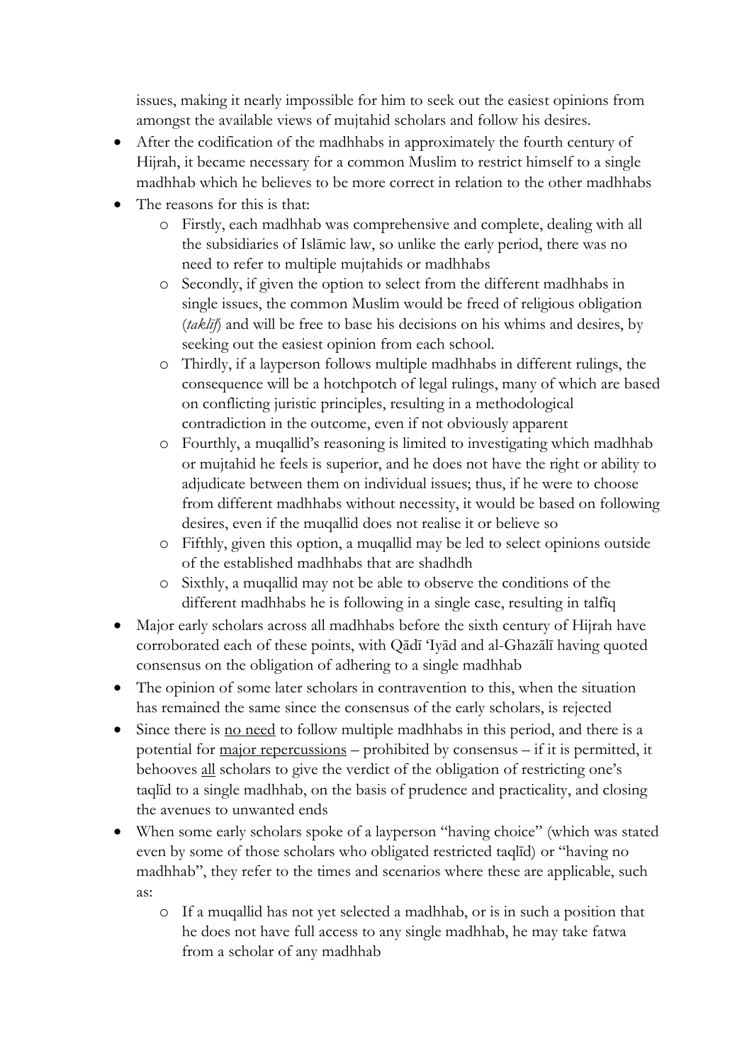issues, making it nearly impossible for him to seek out the easiest opinions from amongst the available views of mujtahid scholars and follow his desires.

- After the codification of the madhhabs in approximately the fourth century of Hijrah, it became necessary for a common Muslim to restrict himself to a single madhhab which he believes to be more correct in relation to the other madhhabs
- The reasons for this is that:
    - Firstly, each madhhab was comprehensive and complete, dealing with all the subsidiaries of Islāmic law, so unlike the early period, there was no need to refer to multiple mujtahids or madhhabs
    - Secondly, if given the option to select from the different madhhabs in single issues, the common Muslim would be freed of religious obligation (*taklīf*) and will be free to base his decisions on his whims and desires, by seeking out the easiest opinion from each school.
    - Thirdly, if a layperson follows multiple madhhabs in different rulings, the consequence will be a hotchpotch of legal rulings, many of which are based on conflicting juristic principles, resulting in a methodological contradiction in the outcome, even if not obviously apparent
    - Fourthly, a muqallid's reasoning is limited to investigating which madhhab or mujtahid he feels is superior, and he does not have the right or ability to adjudicate between them on individual issues; thus, if he were to choose from different madhhabs without necessity, it would be based on following desires, even if the muqallid does not realise it or believe so
    - Fifthly, given this option, a muqallid may be led to select opinions outside of the established madhhabs that are shadhdh
    - Sixthly, a muqallid may not be able to observe the conditions of the different madhhabs he is following in a single case, resulting in talfīq
- Major early scholars across all madhhabs before the sixth century of Hijrah have corroborated each of these points, with Qāḍī 'Iyāḍ and al-Ghazālī having quoted consensus on the obligation of adhering to a single madhhab
- The opinion of some later scholars in contravention to this, when the situation has remained the same since the consensus of the early scholars, is rejected
- Since there is <u>no need</u> to follow multiple madhhabs in this period, and there is a potential for <u>major repercussions</u> – prohibited by consensus – if it is permitted, it behooves <u>all</u> scholars to give the verdict of the obligation of restricting one's taqlīd to a single madhhab, on the basis of prudence and practicality, and closing the avenues to unwanted ends
- When some early scholars spoke of a layperson "having choice" (which was stated even by some of those scholars who obligated restricted taqlīd) or "having no madhhab", they refer to the times and scenarios where these are applicable, such as:
    - If a muqallid has not yet selected a madhhab, or is in such a position that he does not have full access to any single madhhab, he may take fatwa from a scholar of any madhhab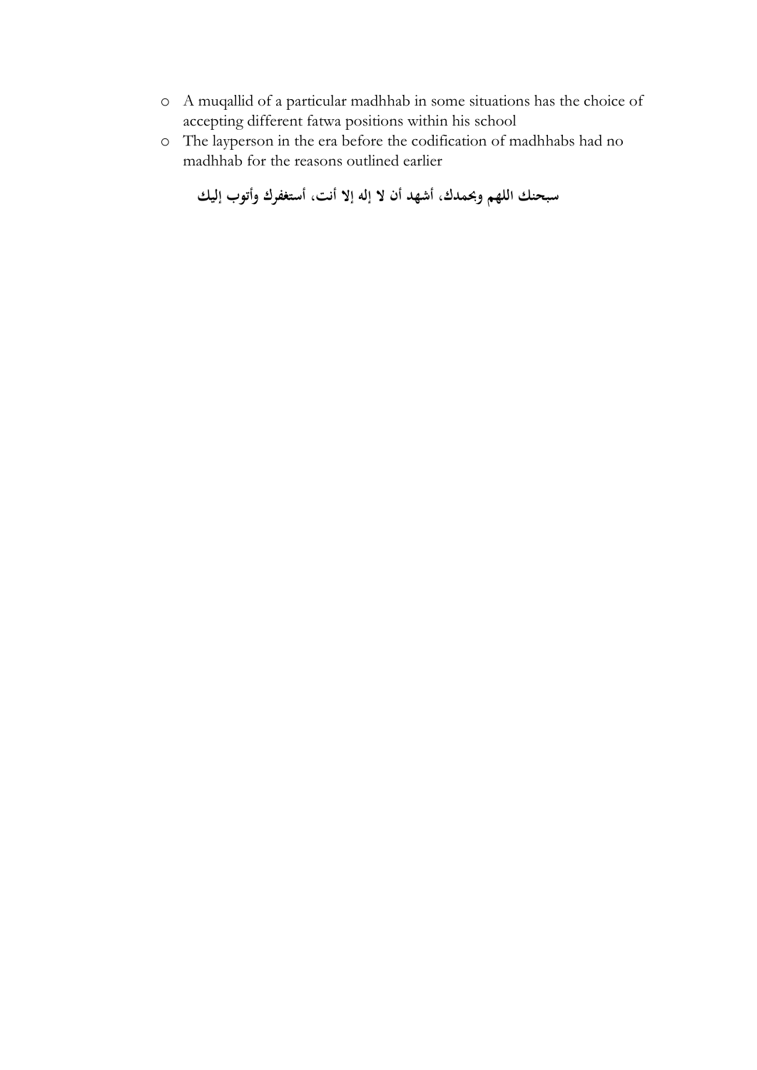- A muqallid of a particular madhhab in some situations has the choice of accepting different fatwa positions within his school
- The layperson in the era before the codification of madhhabs had no madhhab for the reasons outlined earlier

**سبحنك اللهم وبحمدك، أشهد أن لا إله إلا أنت، أستغفرك وأتوب إليك**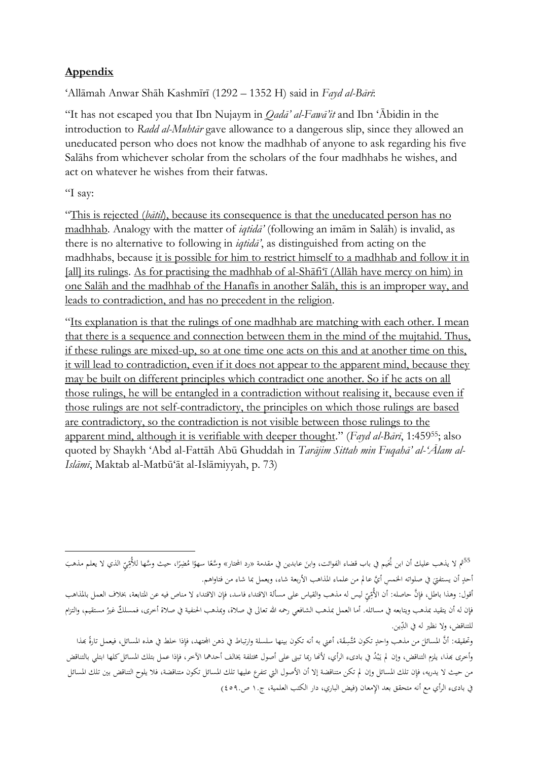## Appendix

'Allāmah Anwar Shāh Kashmīrī (1292 – 1352 H) said in *Fayd al-Bārī*:

"It has not escaped you that Ibn Nujaym in *Qadā' al-Fawā'it* and Ibn 'Ābidin in the introduction to *Radd al-Muhtār* gave allowance to a dangerous slip, since they allowed an uneducated person who does not know the madhhab of anyone to ask regarding his five Salāhs from whichever scholar from the scholars of the four madhhabs he wishes, and act on whatever he wishes from their fatwas.

"I say:

"This is rejected (*bātil*), because its consequence is that the uneducated person has no madhhab. Analogy with the matter of *iqtidā'* (following an imām in Salāh) is invalid, as there is no alternative to following in *iqtidā'*, as distinguished from acting on the madhhabs, because it is possible for him to restrict himself to a madhhab and follow it in [all] its rulings. As for practising the madhhab of al-Shāfi'ī (Allāh have mercy on him) in one Salāh and the madhhab of the Hanafīs in another Salāh, this is an improper way, and leads to contradiction, and has no precedent in the religion.

"Its explanation is that the rulings of one madhhab are matching with each other. I mean that there is a sequence and connection between them in the mind of the mujtahid. Thus, if these rulings are mixed-up, so at one time one acts on this and at another time on this, it will lead to contradiction, even if it does not appear to the apparent mind, because they may be built on different principles which contradict one another. So if he acts on all those rulings, he will be entangled in a contradiction without realising it, because even if those rulings are not self-contradictory, the principles on which those rulings are based are contradictory, so the contradiction is not visible between those rulings to the apparent mind, although it is verifiable with deeper thought." (*Fayd al-Bārī*, 1:459[55]; also quoted by Shaykh 'Abd al-Fattāh Abū Ghuddah in *Tarājim Sittah min Fuqahā' al-'Ālam al-Islāmī*, Maktab al-Matbū'āt al-Islāmiyyah, p. 73)

---

[55] ثم لا يذهب عليك أن ابن نُجَيم في باب قضاء الفوائت، وابنَ عابدين في مقدمة «رد المحتار» وسَّعَا سهوًا مُضِرًّا، حيث وسَّعا للأُمِّيّ الذي لا يعلم مذهبَ أحدٍ أن يستفتيَ في صلواته الخمسِ أيَّ عالم من علماء المذاهب الأربعة شاء، ويعمل بما شاء من فتاواهم.

أقول: وهذا باطل، فإنَّ حاصله: أن الأُمِّيّ ليس له مذهب والقياس على مسألة الاقتداء فاسد، فإن الاقتداء لا مناص فيه عن المتابعة، بخلاف العمل بالمذاهب فإن له أن يتقيد بمذهب ويتابعه في مسائله. أما العمل بمذهب الشافعي رحمه الله تعالى في صلاة، وبمذهب الحنفية في صلاة أخرى، فمسلكٌ غيرُ مستقيم، والتزام للتناقض، ولا نظير له في الدِّين.

وتحقيقه: أنَّ المسائلَ من مذهب واحدٍ تكون مُتَّسِقَة، أعني به أنه تكون بينها سلسلة وارتباط في ذهن المجتهد، فإذا خلط في هذه المسائل، فيعمل تارةً بهذا وأخرى بهذا، يلزم التناقض، وإن لم يَبْدُ في بادىء الرأي، لأنها ربما تبنى على أصول مختلفة يخالف أحدهما الآخر، فإذا عمل بتلك المسائل كلها ابتلي بالتناقض من حيث لا يدريه، فإن تلك المسائل وإن لم تكن متناقضة إلا أن الأصول التي تتفرع عليها تلك المسائل تكون متناقضة، فلا يلوح التناقض بين تلك المسائل في بادىء الرأي مع أنه متحقق بعد الإمعان (فيض الباري، دار الكتب العلمية، ج.١ ص.٤٥٩)